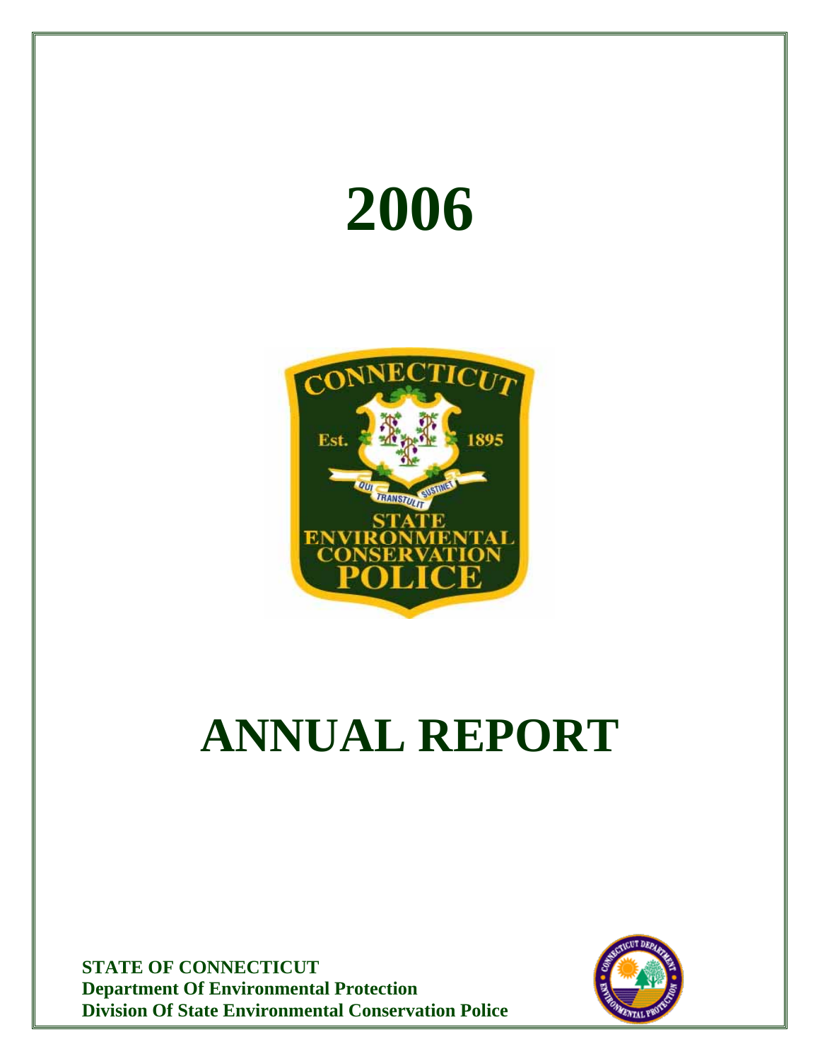# 2006

# ANNUAL REPORT

**STATE OF CONNECTICUT**
**Department Of Environmental Protection**
**Division Of State Environmental Conservation Police**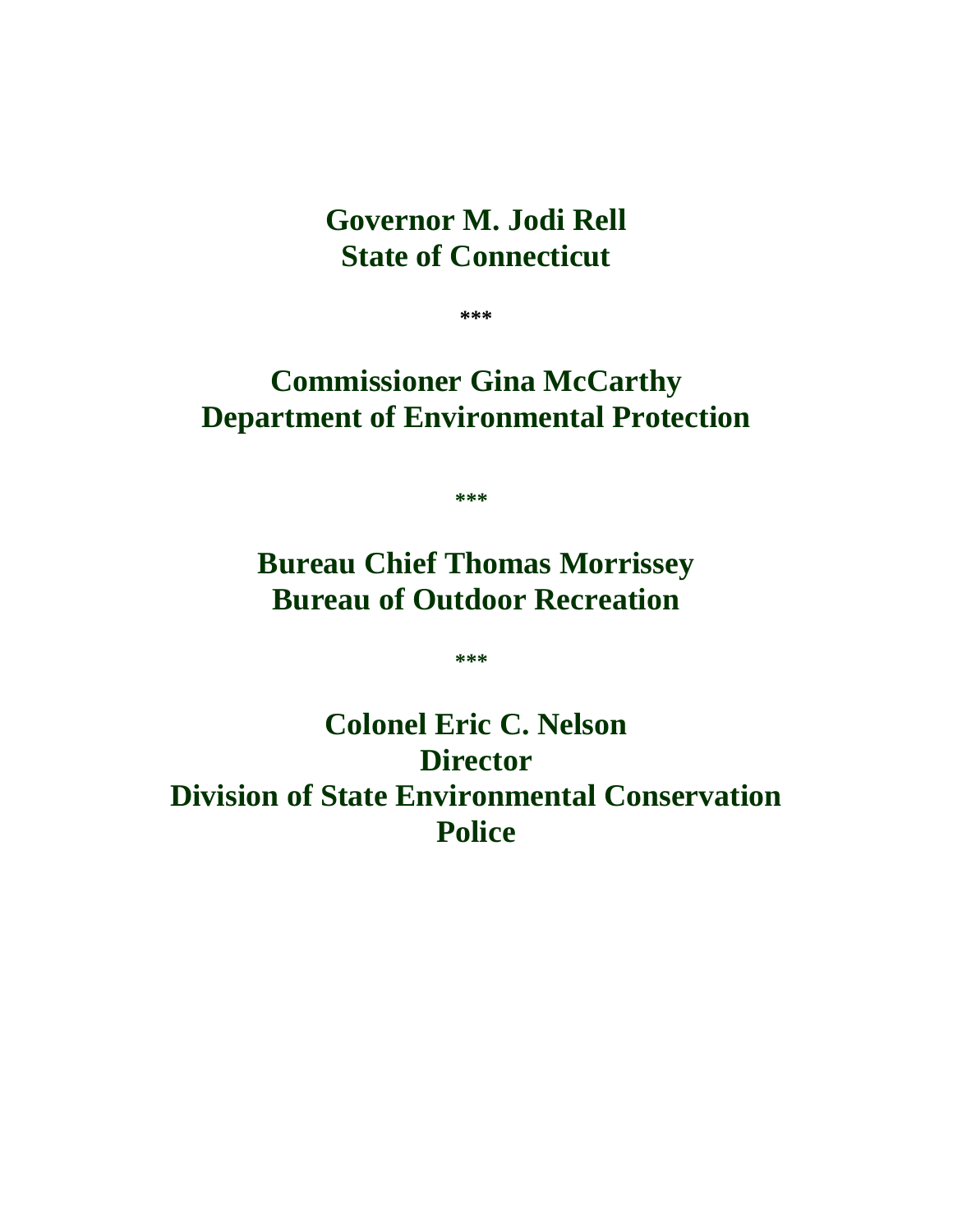**Governor M. Jodi Rell**
**State of Connecticut**

***

**Commissioner Gina McCarthy**
**Department of Environmental Protection**

***

**Bureau Chief Thomas Morrissey**
**Bureau of Outdoor Recreation**

***

**Colonel Eric C. Nelson**
**Director**
**Division of State Environmental Conservation Police**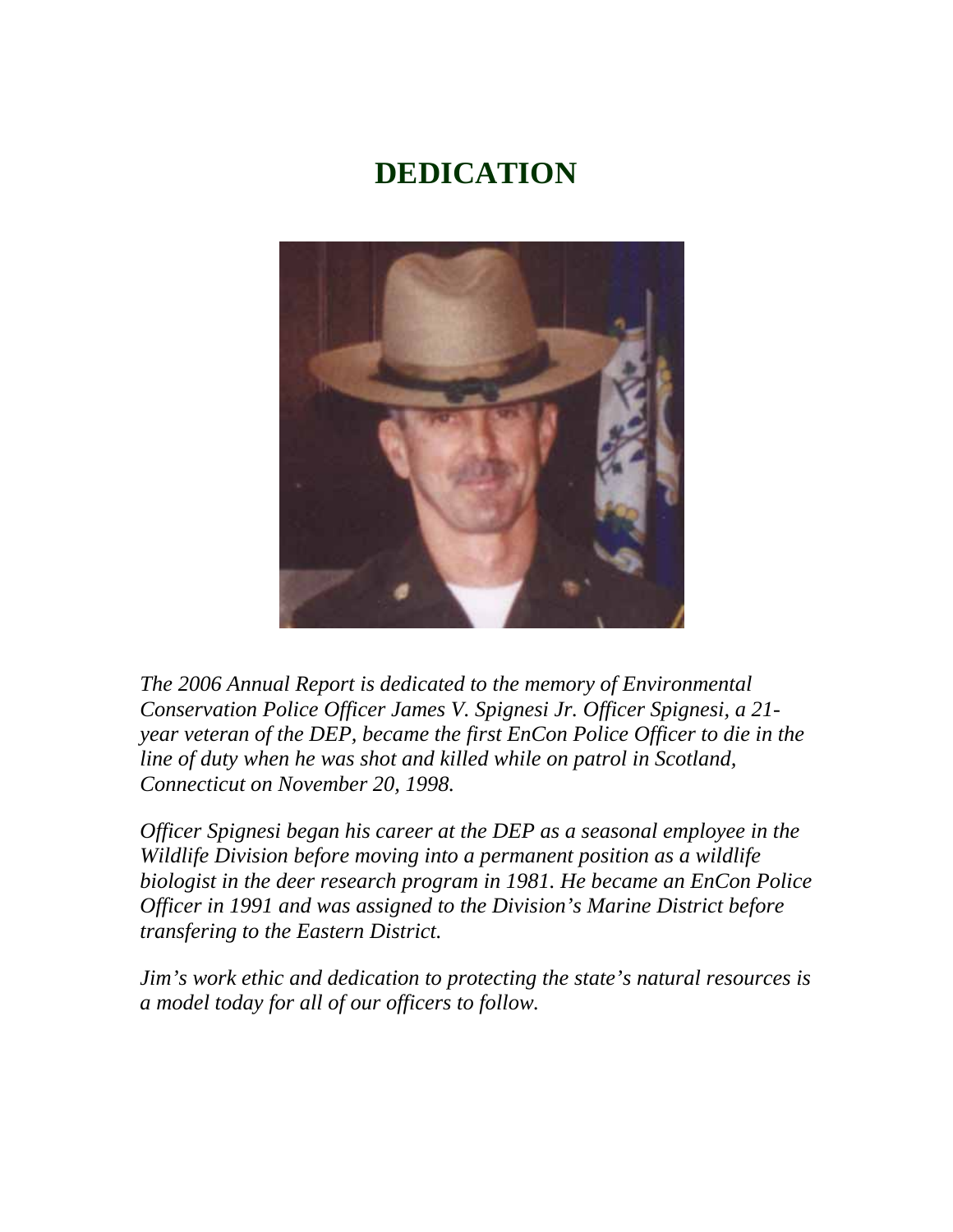# DEDICATION

*The 2006 Annual Report is dedicated to the memory of Environmental Conservation Police Officer James V. Spignesi Jr. Officer Spignesi, a 21-year veteran of the DEP, became the first EnCon Police Officer to die in the line of duty when he was shot and killed while on patrol in Scotland, Connecticut on November 20, 1998.*

*Officer Spignesi began his career at the DEP as a seasonal employee in the Wildlife Division before moving into a permanent position as a wildlife biologist in the deer research program in 1981. He became an EnCon Police Officer in 1991 and was assigned to the Division's Marine District before transfering to the Eastern District.*

*Jim's work ethic and dedication to protecting the state's natural resources is a model today for all of our officers to follow.*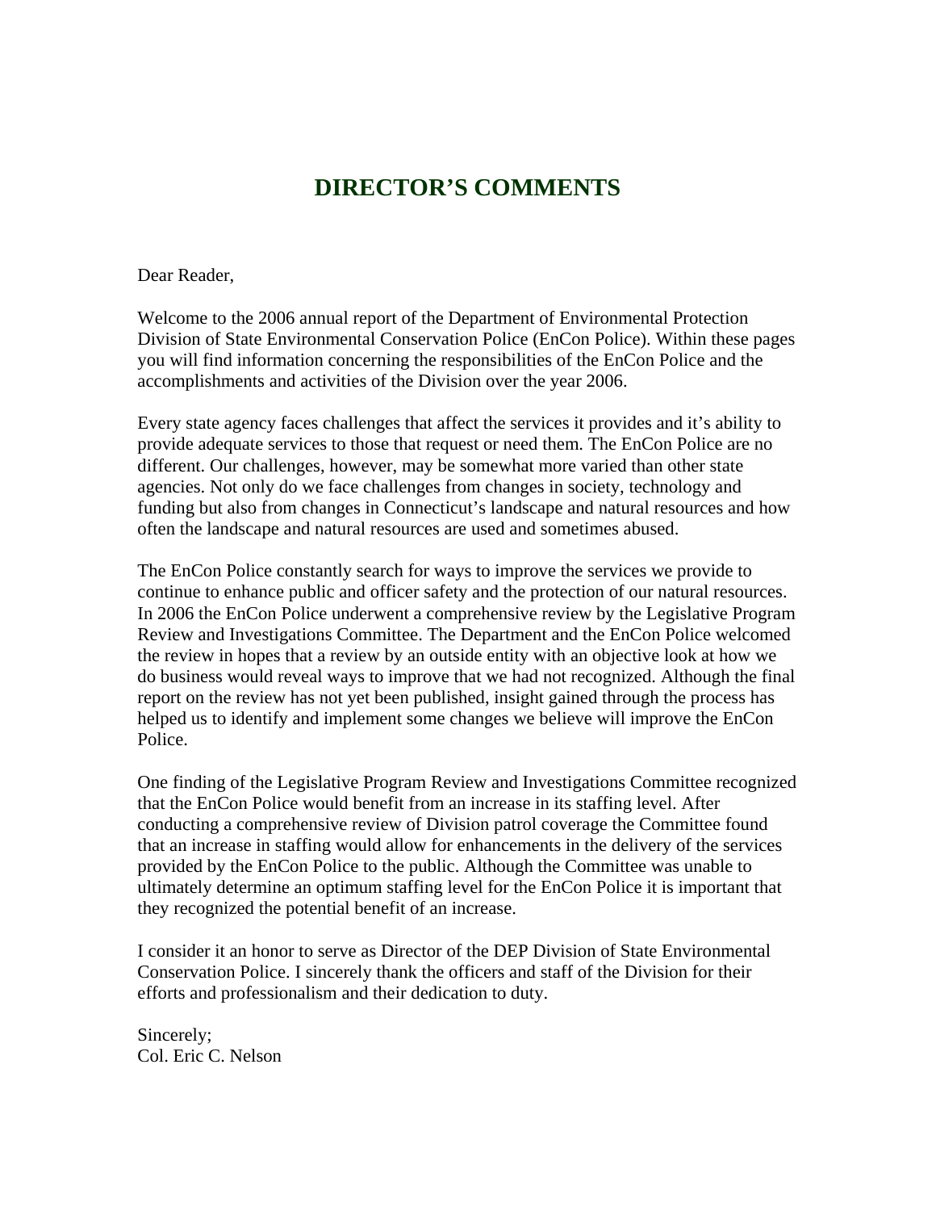# DIRECTOR'S COMMENTS

Dear Reader,

Welcome to the 2006 annual report of the Department of Environmental Protection Division of State Environmental Conservation Police (EnCon Police). Within these pages you will find information concerning the responsibilities of the EnCon Police and the accomplishments and activities of the Division over the year 2006.

Every state agency faces challenges that affect the services it provides and it's ability to provide adequate services to those that request or need them. The EnCon Police are no different. Our challenges, however, may be somewhat more varied than other state agencies. Not only do we face challenges from changes in society, technology and funding but also from changes in Connecticut's landscape and natural resources and how often the landscape and natural resources are used and sometimes abused.

The EnCon Police constantly search for ways to improve the services we provide to continue to enhance public and officer safety and the protection of our natural resources. In 2006 the EnCon Police underwent a comprehensive review by the Legislative Program Review and Investigations Committee. The Department and the EnCon Police welcomed the review in hopes that a review by an outside entity with an objective look at how we do business would reveal ways to improve that we had not recognized. Although the final report on the review has not yet been published, insight gained through the process has helped us to identify and implement some changes we believe will improve the EnCon Police.

One finding of the Legislative Program Review and Investigations Committee recognized that the EnCon Police would benefit from an increase in its staffing level. After conducting a comprehensive review of Division patrol coverage the Committee found that an increase in staffing would allow for enhancements in the delivery of the services provided by the EnCon Police to the public. Although the Committee was unable to ultimately determine an optimum staffing level for the EnCon Police it is important that they recognized the potential benefit of an increase.

I consider it an honor to serve as Director of the DEP Division of State Environmental Conservation Police. I sincerely thank the officers and staff of the Division for their efforts and professionalism and their dedication to duty.

Sincerely;
Col. Eric C. Nelson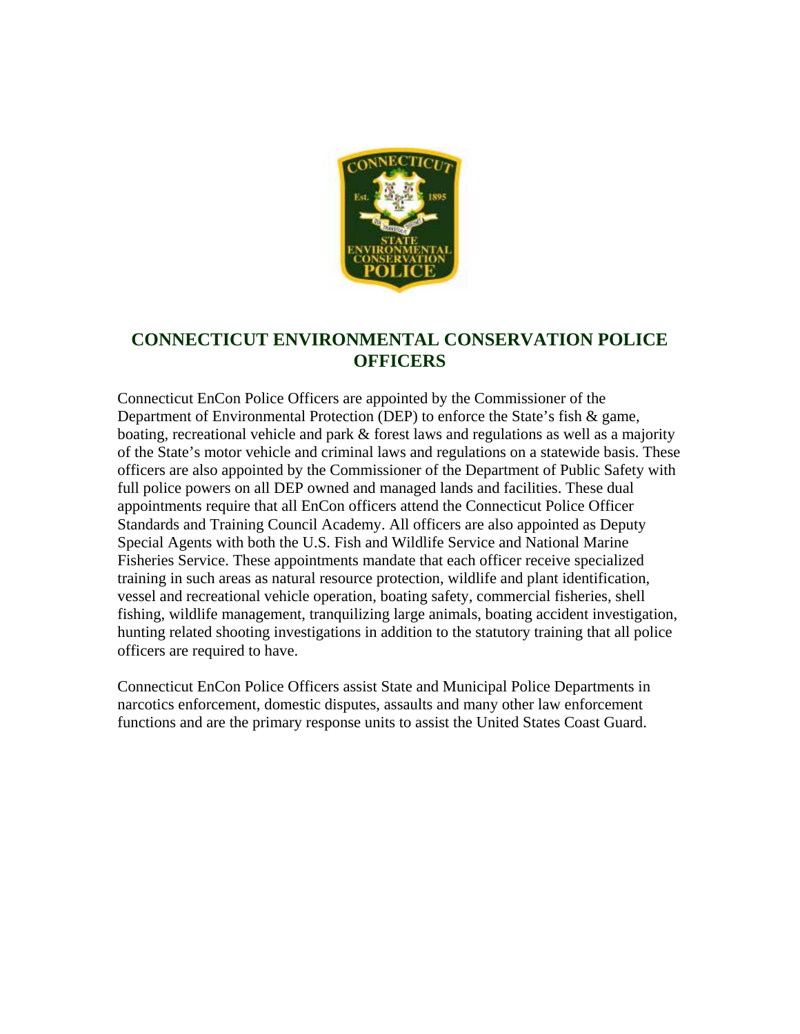# CONNECTICUT ENVIRONMENTAL CONSERVATION POLICE OFFICERS

Connecticut EnCon Police Officers are appointed by the Commissioner of the Department of Environmental Protection (DEP) to enforce the State's fish & game, boating, recreational vehicle and park & forest laws and regulations as well as a majority of the State's motor vehicle and criminal laws and regulations on a statewide basis. These officers are also appointed by the Commissioner of the Department of Public Safety with full police powers on all DEP owned and managed lands and facilities. These dual appointments require that all EnCon officers attend the Connecticut Police Officer Standards and Training Council Academy. All officers are also appointed as Deputy Special Agents with both the U.S. Fish and Wildlife Service and National Marine Fisheries Service. These appointments mandate that each officer receive specialized training in such areas as natural resource protection, wildlife and plant identification, vessel and recreational vehicle operation, boating safety, commercial fisheries, shell fishing, wildlife management, tranquilizing large animals, boating accident investigation, hunting related shooting investigations in addition to the statutory training that all police officers are required to have.

Connecticut EnCon Police Officers assist State and Municipal Police Departments in narcotics enforcement, domestic disputes, assaults and many other law enforcement functions and are the primary response units to assist the United States Coast Guard.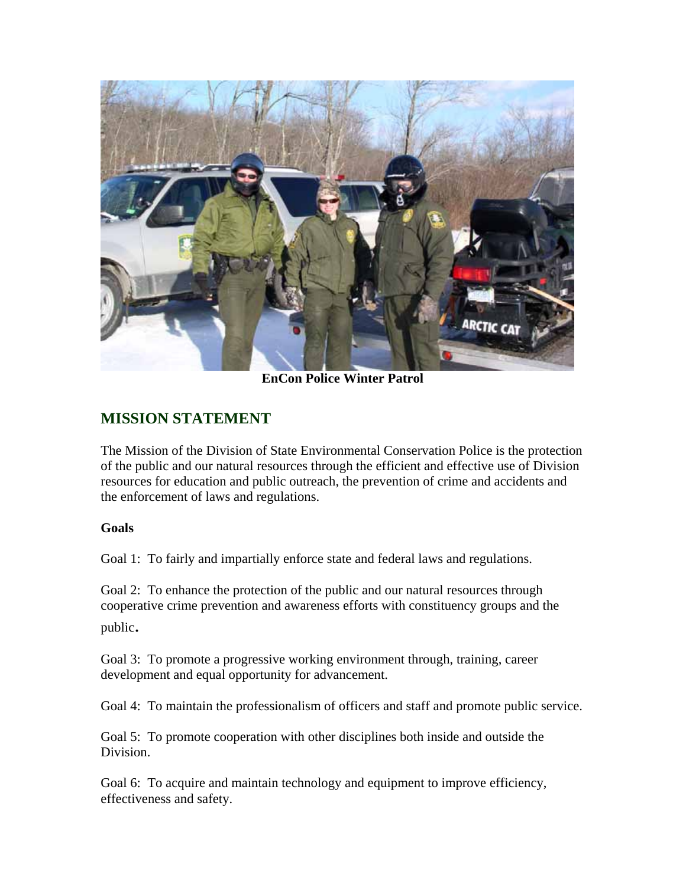**EnCon Police Winter Patrol**

## MISSION STATEMENT

The Mission of the Division of State Environmental Conservation Police is the protection of the public and our natural resources through the efficient and effective use of Division resources for education and public outreach, the prevention of crime and accidents and the enforcement of laws and regulations.

**Goals**

Goal 1: To fairly and impartially enforce state and federal laws and regulations.

Goal 2: To enhance the protection of the public and our natural resources through cooperative crime prevention and awareness efforts with constituency groups and the public.

Goal 3: To promote a progressive working environment through, training, career development and equal opportunity for advancement.

Goal 4: To maintain the professionalism of officers and staff and promote public service.

Goal 5: To promote cooperation with other disciplines both inside and outside the Division.

Goal 6: To acquire and maintain technology and equipment to improve efficiency, effectiveness and safety.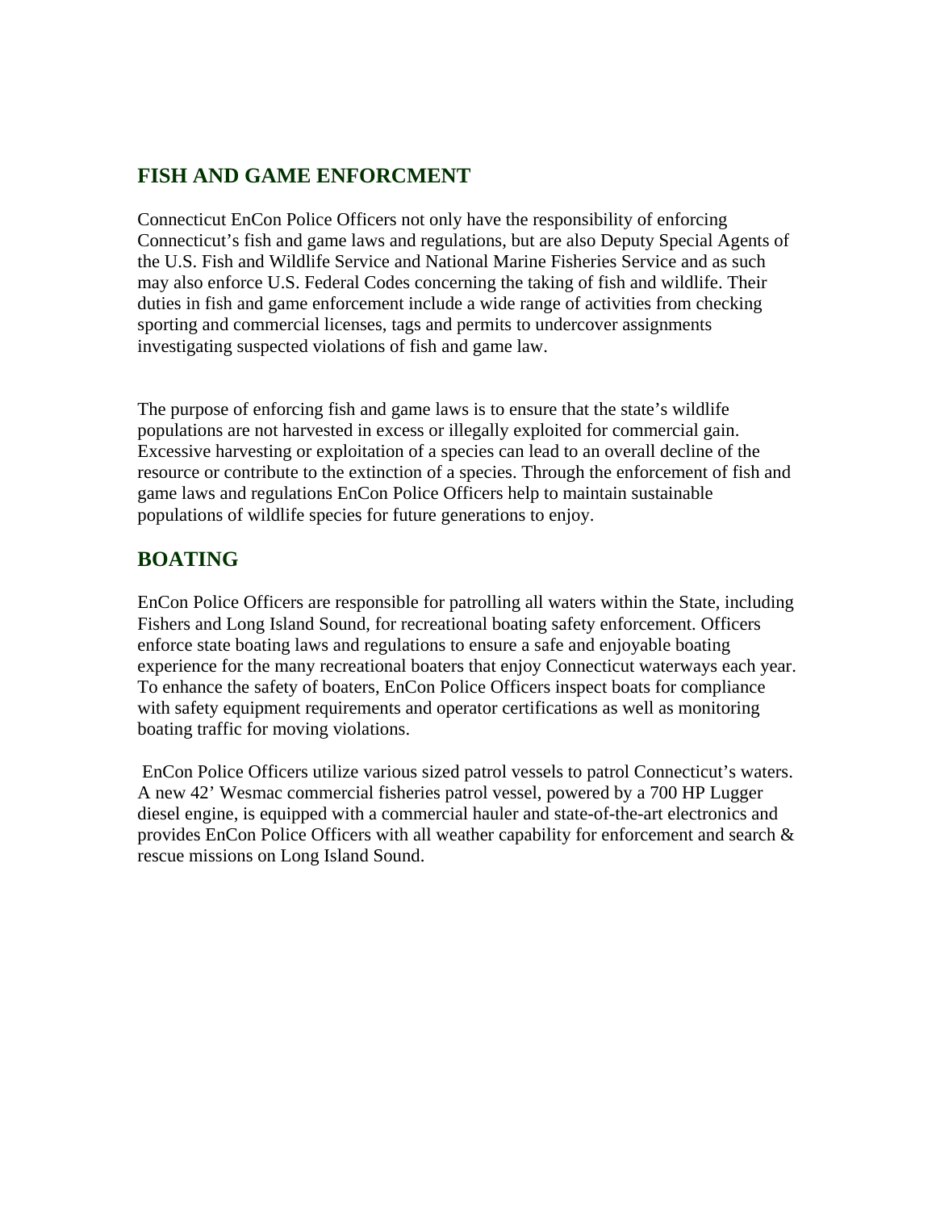## FISH AND GAME ENFORCMENT

Connecticut EnCon Police Officers not only have the responsibility of enforcing Connecticut's fish and game laws and regulations, but are also Deputy Special Agents of the U.S. Fish and Wildlife Service and National Marine Fisheries Service and as such may also enforce U.S. Federal Codes concerning the taking of fish and wildlife. Their duties in fish and game enforcement include a wide range of activities from checking sporting and commercial licenses, tags and permits to undercover assignments investigating suspected violations of fish and game law.

The purpose of enforcing fish and game laws is to ensure that the state's wildlife populations are not harvested in excess or illegally exploited for commercial gain. Excessive harvesting or exploitation of a species can lead to an overall decline of the resource or contribute to the extinction of a species. Through the enforcement of fish and game laws and regulations EnCon Police Officers help to maintain sustainable populations of wildlife species for future generations to enjoy.

## BOATING

EnCon Police Officers are responsible for patrolling all waters within the State, including Fishers and Long Island Sound, for recreational boating safety enforcement. Officers enforce state boating laws and regulations to ensure a safe and enjoyable boating experience for the many recreational boaters that enjoy Connecticut waterways each year. To enhance the safety of boaters, EnCon Police Officers inspect boats for compliance with safety equipment requirements and operator certifications as well as monitoring boating traffic for moving violations.

EnCon Police Officers utilize various sized patrol vessels to patrol Connecticut's waters. A new 42' Wesmac commercial fisheries patrol vessel, powered by a 700 HP Lugger diesel engine, is equipped with a commercial hauler and state-of-the-art electronics and provides EnCon Police Officers with all weather capability for enforcement and search & rescue missions on Long Island Sound.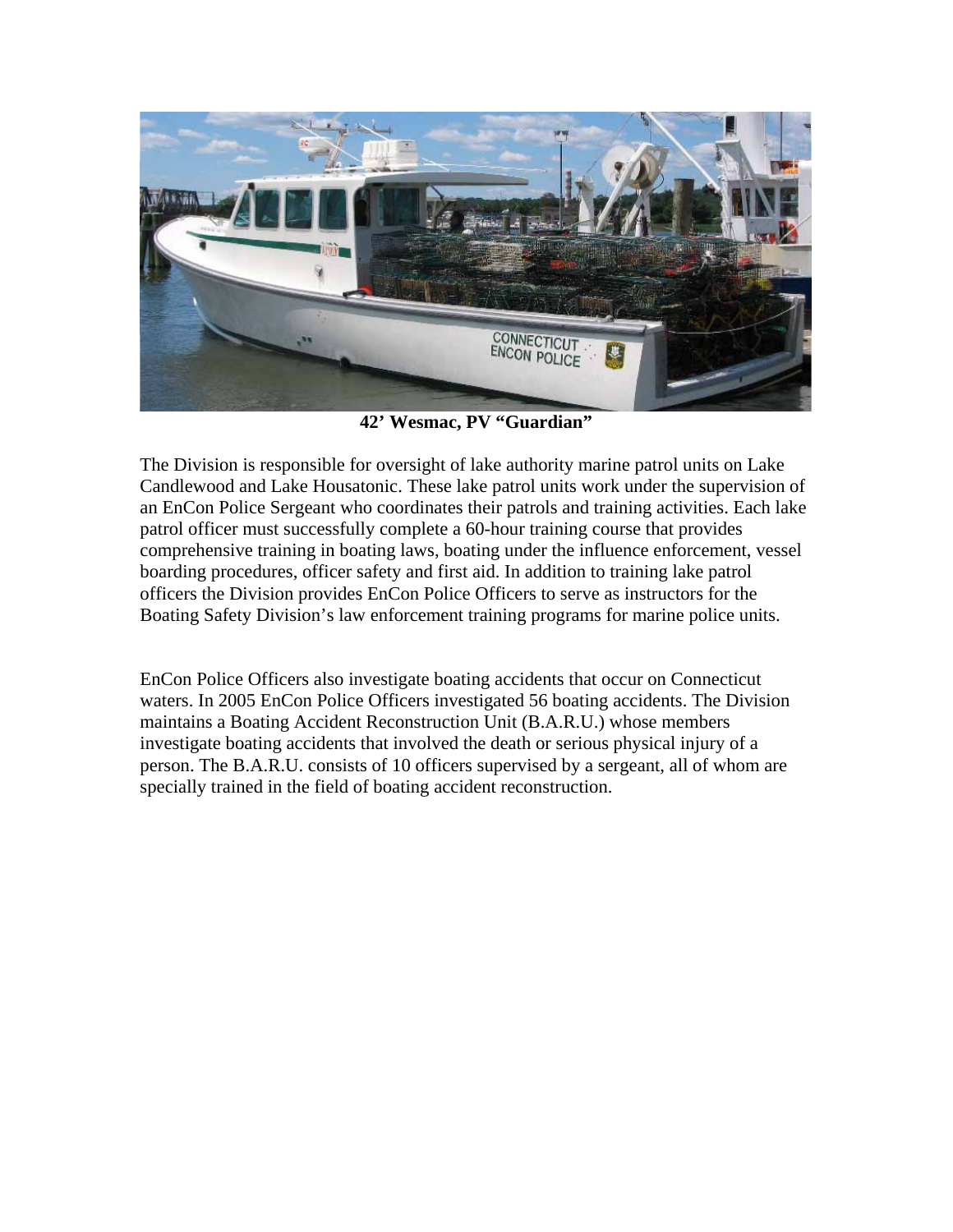**42' Wesmac, PV "Guardian"**

The Division is responsible for oversight of lake authority marine patrol units on Lake Candlewood and Lake Housatonic. These lake patrol units work under the supervision of an EnCon Police Sergeant who coordinates their patrols and training activities. Each lake patrol officer must successfully complete a 60-hour training course that provides comprehensive training in boating laws, boating under the influence enforcement, vessel boarding procedures, officer safety and first aid. In addition to training lake patrol officers the Division provides EnCon Police Officers to serve as instructors for the Boating Safety Division's law enforcement training programs for marine police units.

EnCon Police Officers also investigate boating accidents that occur on Connecticut waters. In 2005 EnCon Police Officers investigated 56 boating accidents. The Division maintains a Boating Accident Reconstruction Unit (B.A.R.U.) whose members investigate boating accidents that involved the death or serious physical injury of a person. The B.A.R.U. consists of 10 officers supervised by a sergeant, all of whom are specially trained in the field of boating accident reconstruction.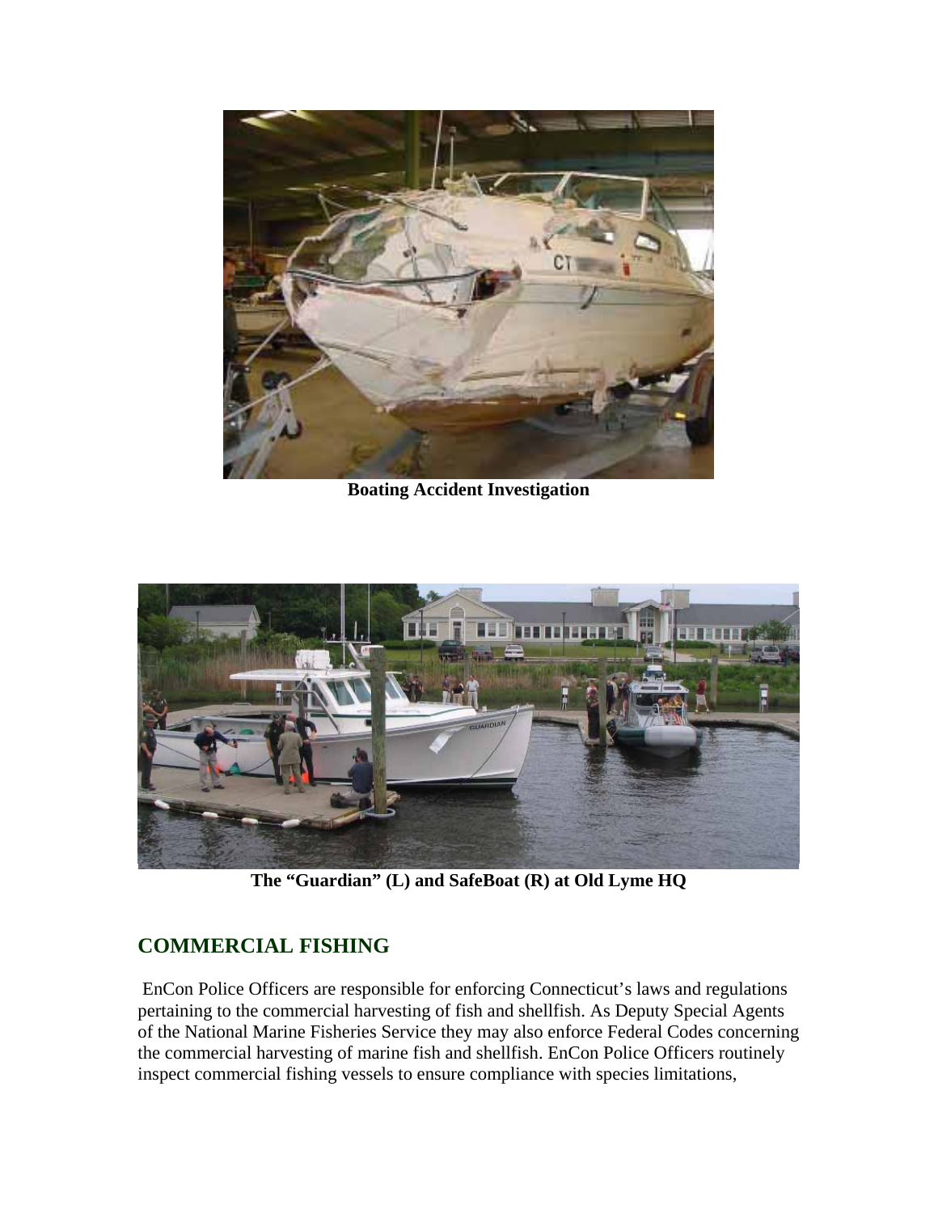Boating Accident Investigation

The "Guardian" (L) and SafeBoat (R) at Old Lyme HQ

## COMMERCIAL FISHING

EnCon Police Officers are responsible for enforcing Connecticut's laws and regulations pertaining to the commercial harvesting of fish and shellfish. As Deputy Special Agents of the National Marine Fisheries Service they may also enforce Federal Codes concerning the commercial harvesting of marine fish and shellfish. EnCon Police Officers routinely inspect commercial fishing vessels to ensure compliance with species limitations,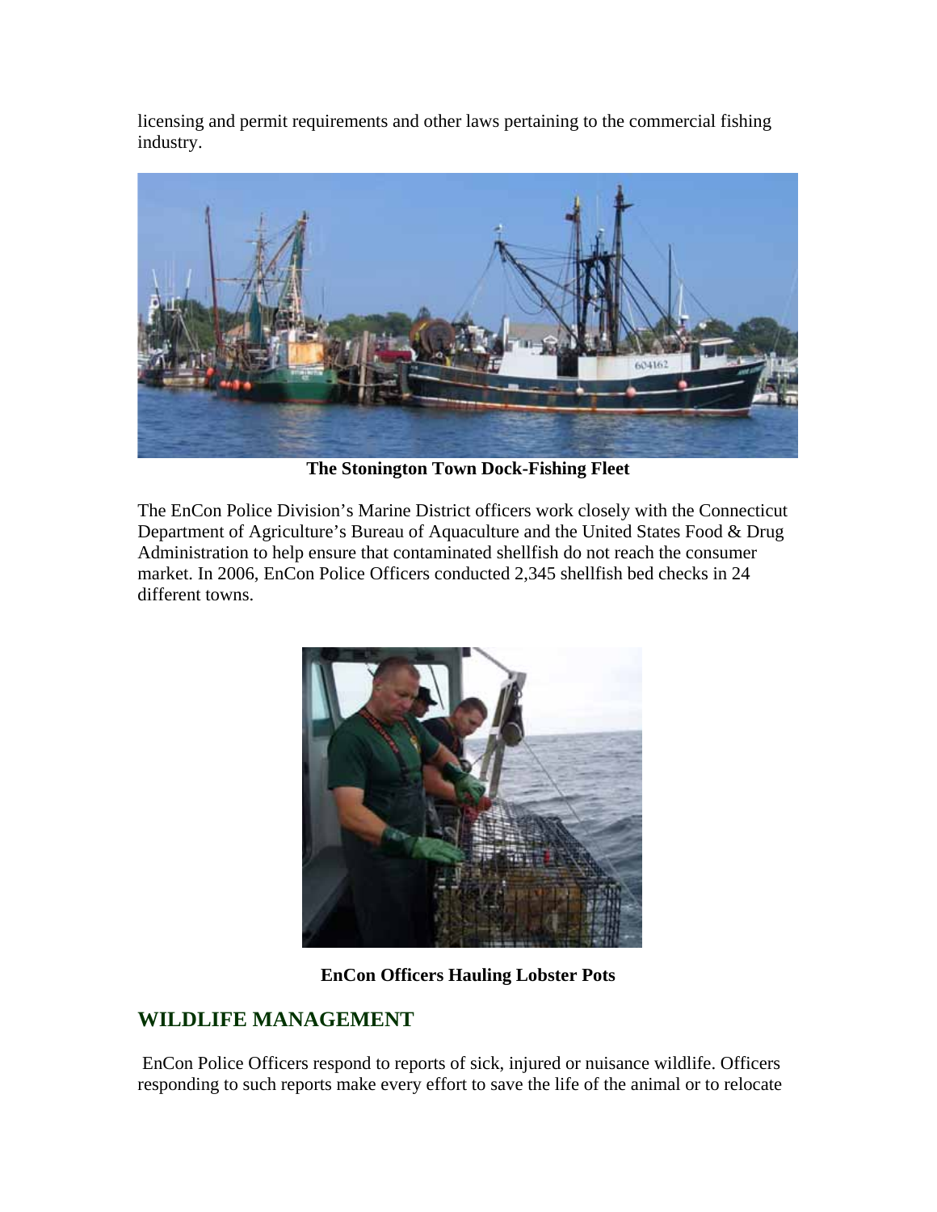licensing and permit requirements and other laws pertaining to the commercial fishing industry.

**The Stonington Town Dock-Fishing Fleet**

The EnCon Police Division's Marine District officers work closely with the Connecticut Department of Agriculture's Bureau of Aquaculture and the United States Food & Drug Administration to help ensure that contaminated shellfish do not reach the consumer market. In 2006, EnCon Police Officers conducted 2,345 shellfish bed checks in 24 different towns.

**EnCon Officers Hauling Lobster Pots**

## WILDLIFE MANAGEMENT

EnCon Police Officers respond to reports of sick, injured or nuisance wildlife. Officers responding to such reports make every effort to save the life of the animal or to relocate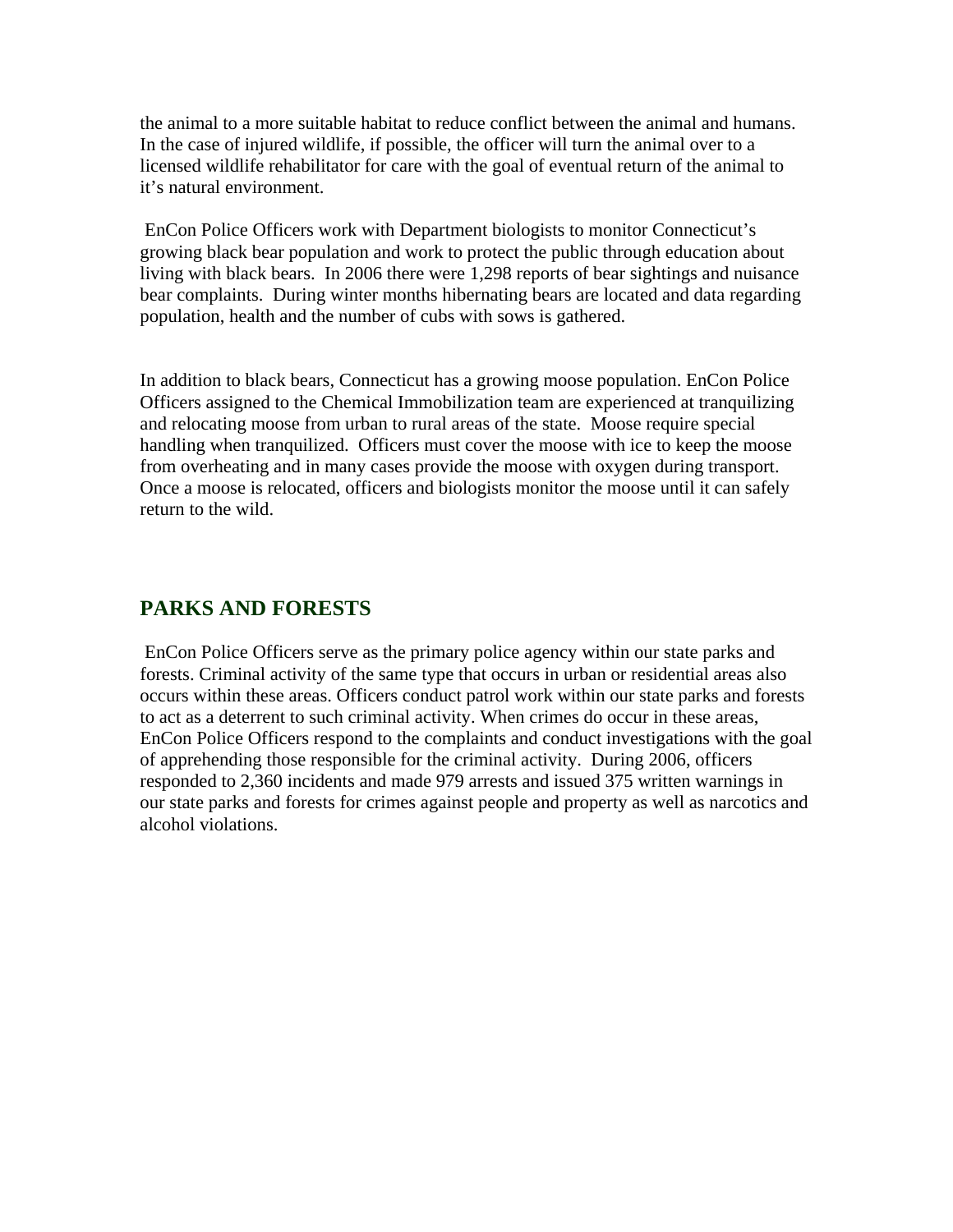the animal to a more suitable habitat to reduce conflict between the animal and humans. In the case of injured wildlife, if possible, the officer will turn the animal over to a licensed wildlife rehabilitator for care with the goal of eventual return of the animal to it's natural environment.

EnCon Police Officers work with Department biologists to monitor Connecticut's growing black bear population and work to protect the public through education about living with black bears. In 2006 there were 1,298 reports of bear sightings and nuisance bear complaints. During winter months hibernating bears are located and data regarding population, health and the number of cubs with sows is gathered.

In addition to black bears, Connecticut has a growing moose population. EnCon Police Officers assigned to the Chemical Immobilization team are experienced at tranquilizing and relocating moose from urban to rural areas of the state. Moose require special handling when tranquilized. Officers must cover the moose with ice to keep the moose from overheating and in many cases provide the moose with oxygen during transport. Once a moose is relocated, officers and biologists monitor the moose until it can safely return to the wild.

## PARKS AND FORESTS

EnCon Police Officers serve as the primary police agency within our state parks and forests. Criminal activity of the same type that occurs in urban or residential areas also occurs within these areas. Officers conduct patrol work within our state parks and forests to act as a deterrent to such criminal activity. When crimes do occur in these areas, EnCon Police Officers respond to the complaints and conduct investigations with the goal of apprehending those responsible for the criminal activity. During 2006, officers responded to 2,360 incidents and made 979 arrests and issued 375 written warnings in our state parks and forests for crimes against people and property as well as narcotics and alcohol violations.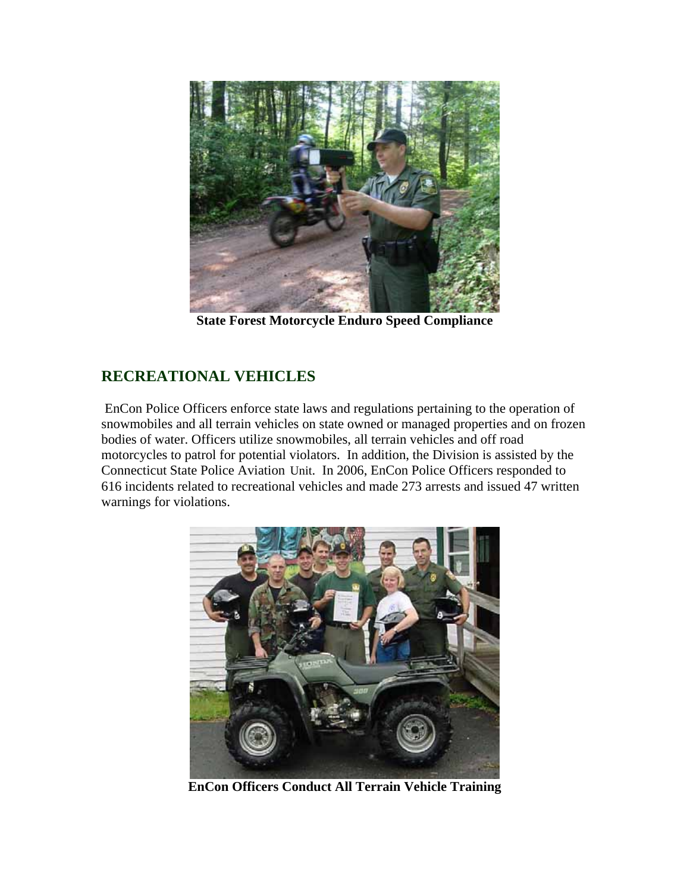**State Forest Motorcycle Enduro Speed Compliance**

## RECREATIONAL VEHICLES

EnCon Police Officers enforce state laws and regulations pertaining to the operation of snowmobiles and all terrain vehicles on state owned or managed properties and on frozen bodies of water. Officers utilize snowmobiles, all terrain vehicles and off road motorcycles to patrol for potential violators. In addition, the Division is assisted by the Connecticut State Police Aviation Unit. In 2006, EnCon Police Officers responded to 616 incidents related to recreational vehicles and made 273 arrests and issued 47 written warnings for violations.

**EnCon Officers Conduct All Terrain Vehicle Training**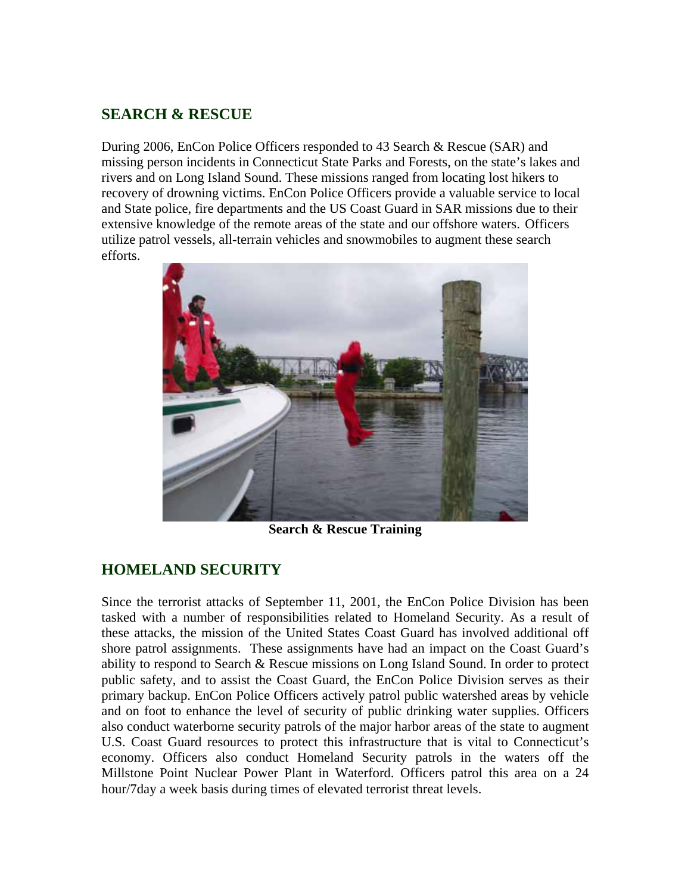## SEARCH & RESCUE

During 2006, EnCon Police Officers responded to 43 Search & Rescue (SAR) and missing person incidents in Connecticut State Parks and Forests, on the state's lakes and rivers and on Long Island Sound. These missions ranged from locating lost hikers to recovery of drowning victims. EnCon Police Officers provide a valuable service to local and State police, fire departments and the US Coast Guard in SAR missions due to their extensive knowledge of the remote areas of the state and our offshore waters. Officers utilize patrol vessels, all-terrain vehicles and snowmobiles to augment these search efforts.

**Search & Rescue Training**

## HOMELAND SECURITY

Since the terrorist attacks of September 11, 2001, the EnCon Police Division has been tasked with a number of responsibilities related to Homeland Security. As a result of these attacks, the mission of the United States Coast Guard has involved additional off shore patrol assignments. These assignments have had an impact on the Coast Guard's ability to respond to Search & Rescue missions on Long Island Sound. In order to protect public safety, and to assist the Coast Guard, the EnCon Police Division serves as their primary backup. EnCon Police Officers actively patrol public watershed areas by vehicle and on foot to enhance the level of security of public drinking water supplies. Officers also conduct waterborne security patrols of the major harbor areas of the state to augment U.S. Coast Guard resources to protect this infrastructure that is vital to Connecticut's economy. Officers also conduct Homeland Security patrols in the waters off the Millstone Point Nuclear Power Plant in Waterford. Officers patrol this area on a 24 hour/7day a week basis during times of elevated terrorist threat levels.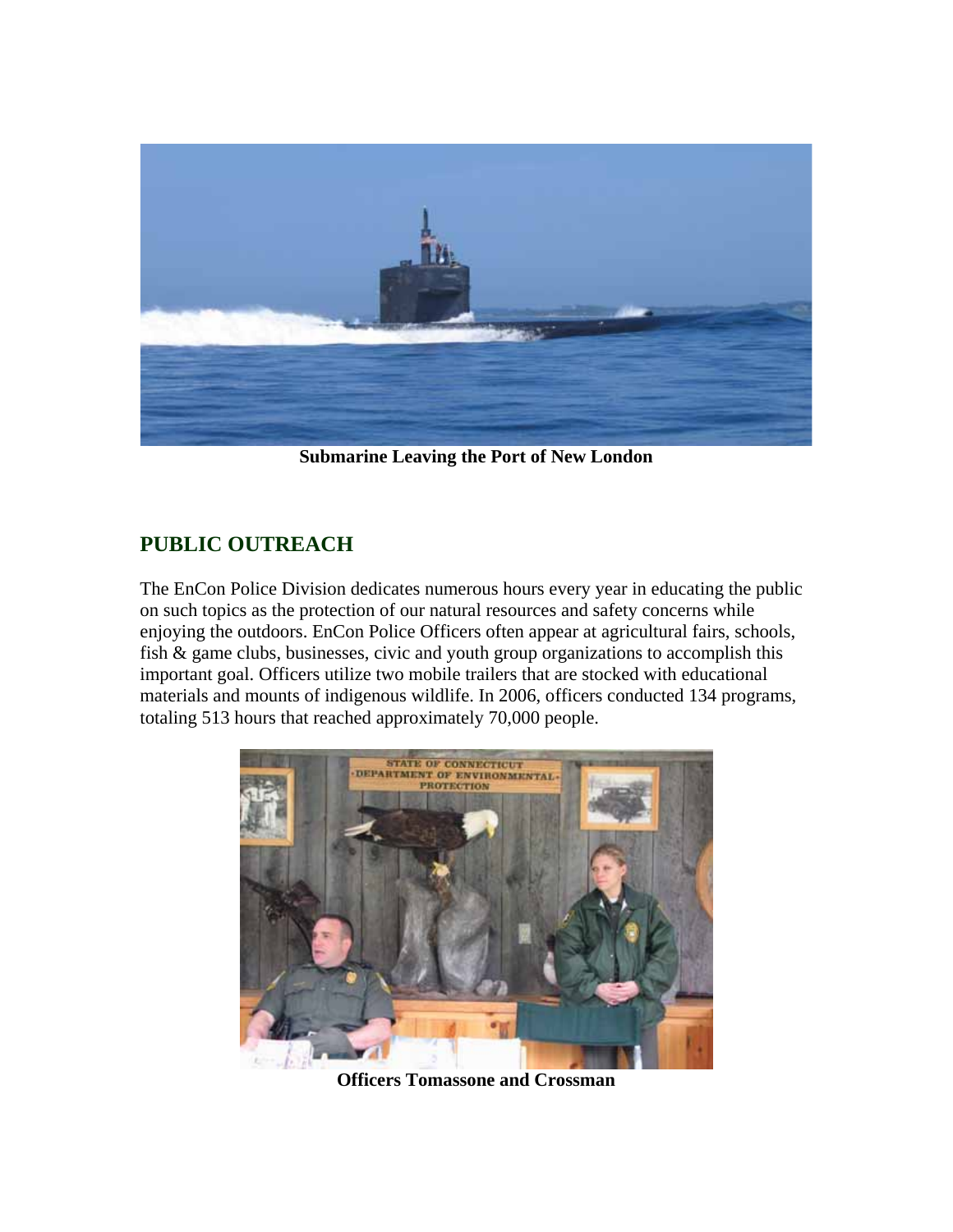**Submarine Leaving the Port of New London**

## PUBLIC OUTREACH

The EnCon Police Division dedicates numerous hours every year in educating the public on such topics as the protection of our natural resources and safety concerns while enjoying the outdoors. EnCon Police Officers often appear at agricultural fairs, schools, fish & game clubs, businesses, civic and youth group organizations to accomplish this important goal. Officers utilize two mobile trailers that are stocked with educational materials and mounts of indigenous wildlife. In 2006, officers conducted 134 programs, totaling 513 hours that reached approximately 70,000 people.

**Officers Tomassone and Crossman**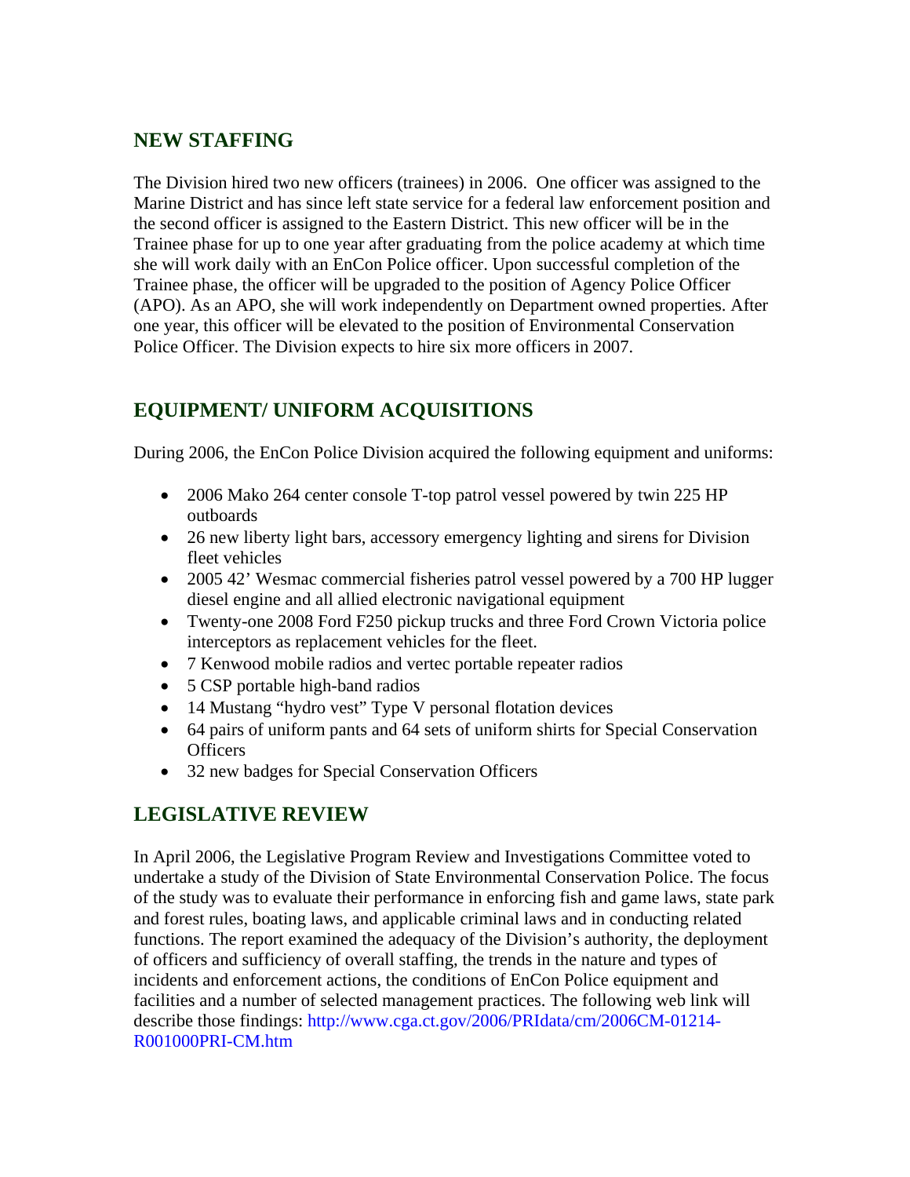## NEW STAFFING

The Division hired two new officers (trainees) in 2006. One officer was assigned to the Marine District and has since left state service for a federal law enforcement position and the second officer is assigned to the Eastern District. This new officer will be in the Trainee phase for up to one year after graduating from the police academy at which time she will work daily with an EnCon Police officer. Upon successful completion of the Trainee phase, the officer will be upgraded to the position of Agency Police Officer (APO). As an APO, she will work independently on Department owned properties. After one year, this officer will be elevated to the position of Environmental Conservation Police Officer. The Division expects to hire six more officers in 2007.

## EQUIPMENT/ UNIFORM ACQUISITIONS

During 2006, the EnCon Police Division acquired the following equipment and uniforms:

- 2006 Mako 264 center console T-top patrol vessel powered by twin 225 HP outboards
- 26 new liberty light bars, accessory emergency lighting and sirens for Division fleet vehicles
- 2005 42' Wesmac commercial fisheries patrol vessel powered by a 700 HP lugger diesel engine and all allied electronic navigational equipment
- Twenty-one 2008 Ford F250 pickup trucks and three Ford Crown Victoria police interceptors as replacement vehicles for the fleet.
- 7 Kenwood mobile radios and vertec portable repeater radios
- 5 CSP portable high-band radios
- 14 Mustang "hydro vest" Type V personal flotation devices
- 64 pairs of uniform pants and 64 sets of uniform shirts for Special Conservation Officers
- 32 new badges for Special Conservation Officers

## LEGISLATIVE REVIEW

In April 2006, the Legislative Program Review and Investigations Committee voted to undertake a study of the Division of State Environmental Conservation Police. The focus of the study was to evaluate their performance in enforcing fish and game laws, state park and forest rules, boating laws, and applicable criminal laws and in conducting related functions. The report examined the adequacy of the Division's authority, the deployment of officers and sufficiency of overall staffing, the trends in the nature and types of incidents and enforcement actions, the conditions of EnCon Police equipment and facilities and a number of selected management practices. The following web link will describe those findings: http://www.cga.ct.gov/2006/PRIdata/cm/2006CM-01214-R001000PRI-CM.htm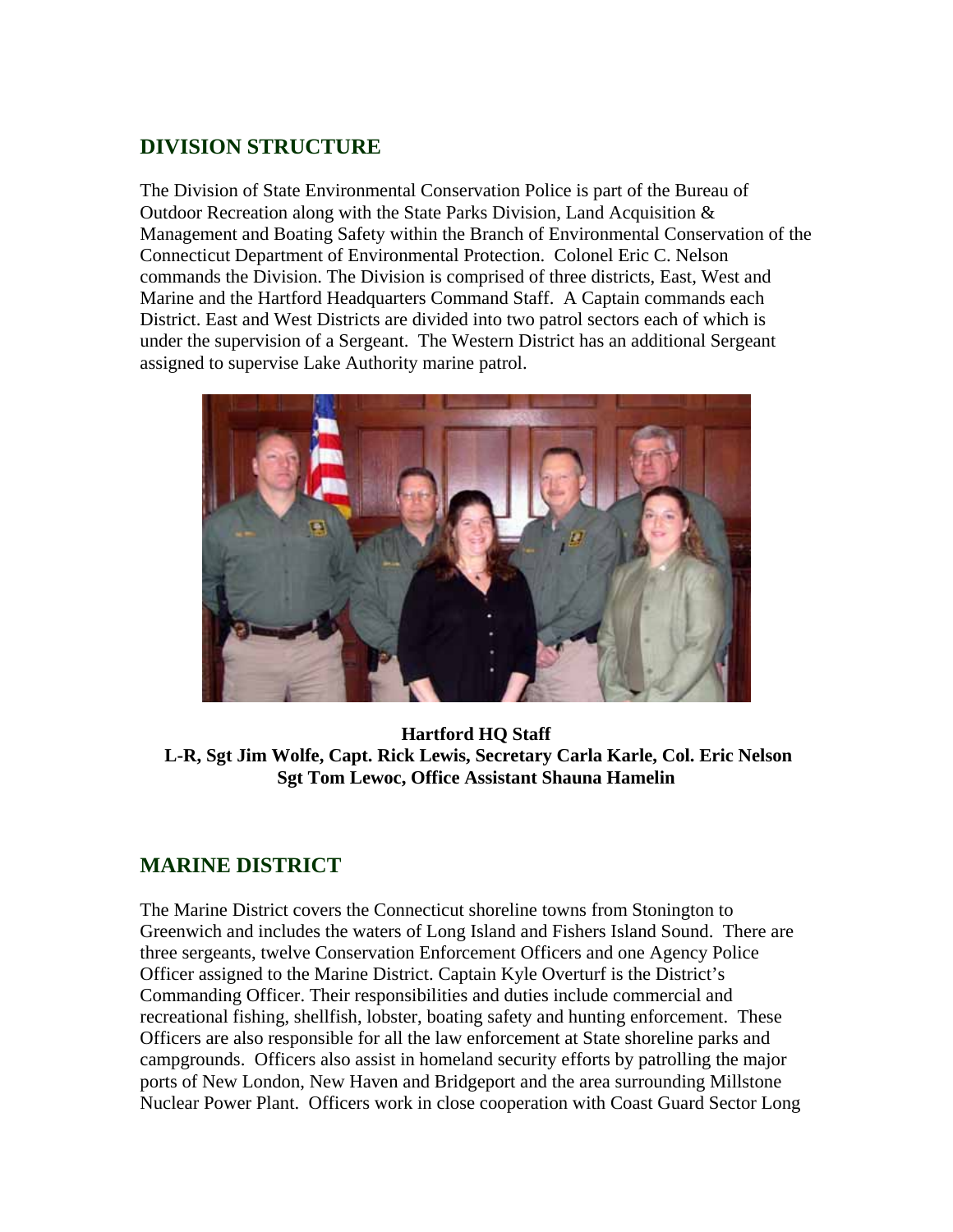## DIVISION STRUCTURE

The Division of State Environmental Conservation Police is part of the Bureau of Outdoor Recreation along with the State Parks Division, Land Acquisition & Management and Boating Safety within the Branch of Environmental Conservation of the Connecticut Department of Environmental Protection. Colonel Eric C. Nelson commands the Division. The Division is comprised of three districts, East, West and Marine and the Hartford Headquarters Command Staff. A Captain commands each District. East and West Districts are divided into two patrol sectors each of which is under the supervision of a Sergeant. The Western District has an additional Sergeant assigned to supervise Lake Authority marine patrol.

**Hartford HQ Staff**
**L-R, Sgt Jim Wolfe, Capt. Rick Lewis, Secretary Carla Karle, Col. Eric Nelson Sgt Tom Lewoc, Office Assistant Shauna Hamelin**

## MARINE DISTRICT

The Marine District covers the Connecticut shoreline towns from Stonington to Greenwich and includes the waters of Long Island and Fishers Island Sound. There are three sergeants, twelve Conservation Enforcement Officers and one Agency Police Officer assigned to the Marine District. Captain Kyle Overturf is the District's Commanding Officer. Their responsibilities and duties include commercial and recreational fishing, shellfish, lobster, boating safety and hunting enforcement. These Officers are also responsible for all the law enforcement at State shoreline parks and campgrounds. Officers also assist in homeland security efforts by patrolling the major ports of New London, New Haven and Bridgeport and the area surrounding Millstone Nuclear Power Plant. Officers work in close cooperation with Coast Guard Sector Long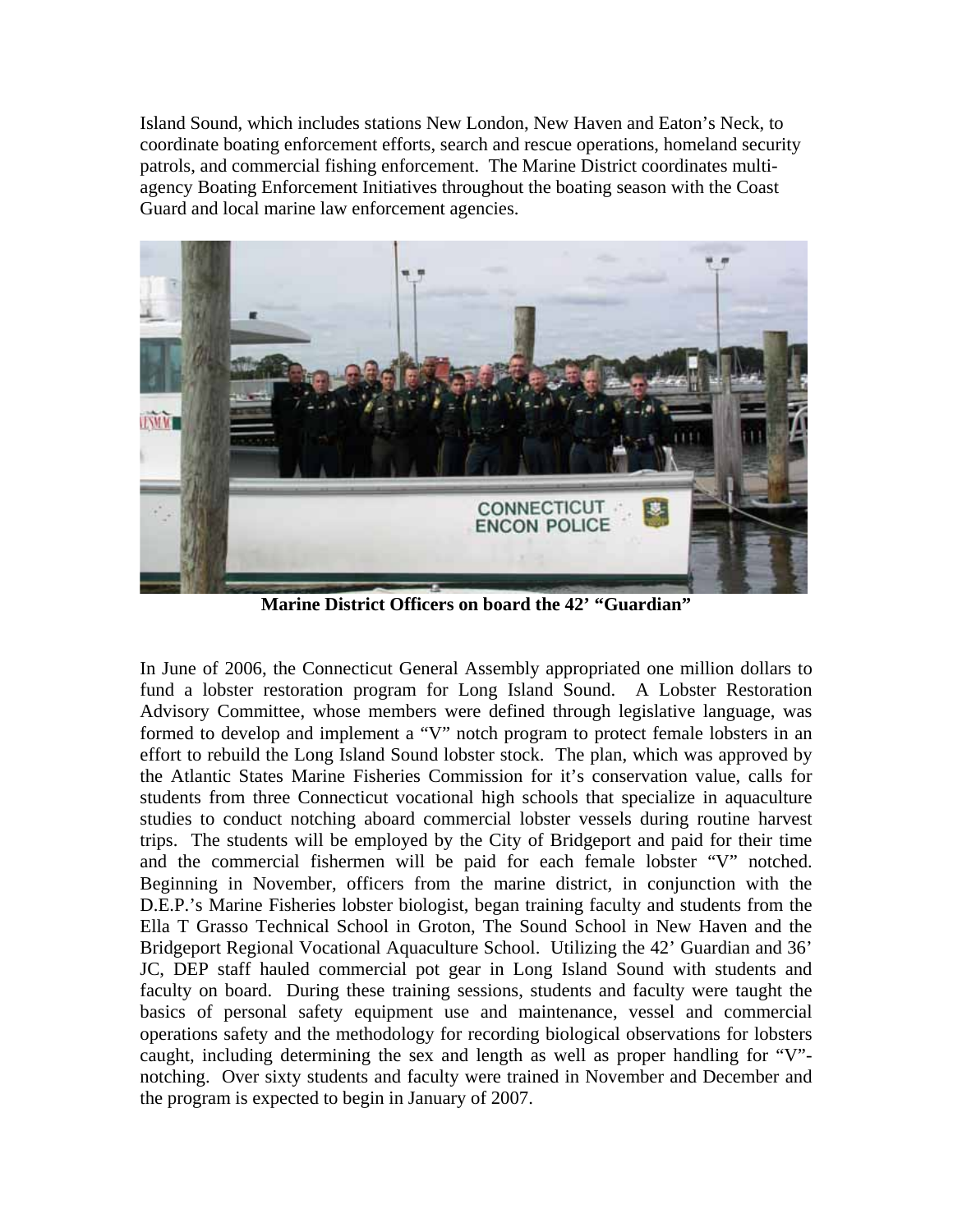Island Sound, which includes stations New London, New Haven and Eaton's Neck, to coordinate boating enforcement efforts, search and rescue operations, homeland security patrols, and commercial fishing enforcement. The Marine District coordinates multi-agency Boating Enforcement Initiatives throughout the boating season with the Coast Guard and local marine law enforcement agencies.

**Marine District Officers on board the 42' "Guardian"**

In June of 2006, the Connecticut General Assembly appropriated one million dollars to fund a lobster restoration program for Long Island Sound. A Lobster Restoration Advisory Committee, whose members were defined through legislative language, was formed to develop and implement a "V" notch program to protect female lobsters in an effort to rebuild the Long Island Sound lobster stock. The plan, which was approved by the Atlantic States Marine Fisheries Commission for it's conservation value, calls for students from three Connecticut vocational high schools that specialize in aquaculture studies to conduct notching aboard commercial lobster vessels during routine harvest trips. The students will be employed by the City of Bridgeport and paid for their time and the commercial fishermen will be paid for each female lobster "V" notched. Beginning in November, officers from the marine district, in conjunction with the D.E.P.'s Marine Fisheries lobster biologist, began training faculty and students from the Ella T Grasso Technical School in Groton, The Sound School in New Haven and the Bridgeport Regional Vocational Aquaculture School. Utilizing the 42' Guardian and 36' JC, DEP staff hauled commercial pot gear in Long Island Sound with students and faculty on board. During these training sessions, students and faculty were taught the basics of personal safety equipment use and maintenance, vessel and commercial operations safety and the methodology for recording biological observations for lobsters caught, including determining the sex and length as well as proper handling for "V"-notching. Over sixty students and faculty were trained in November and December and the program is expected to begin in January of 2007.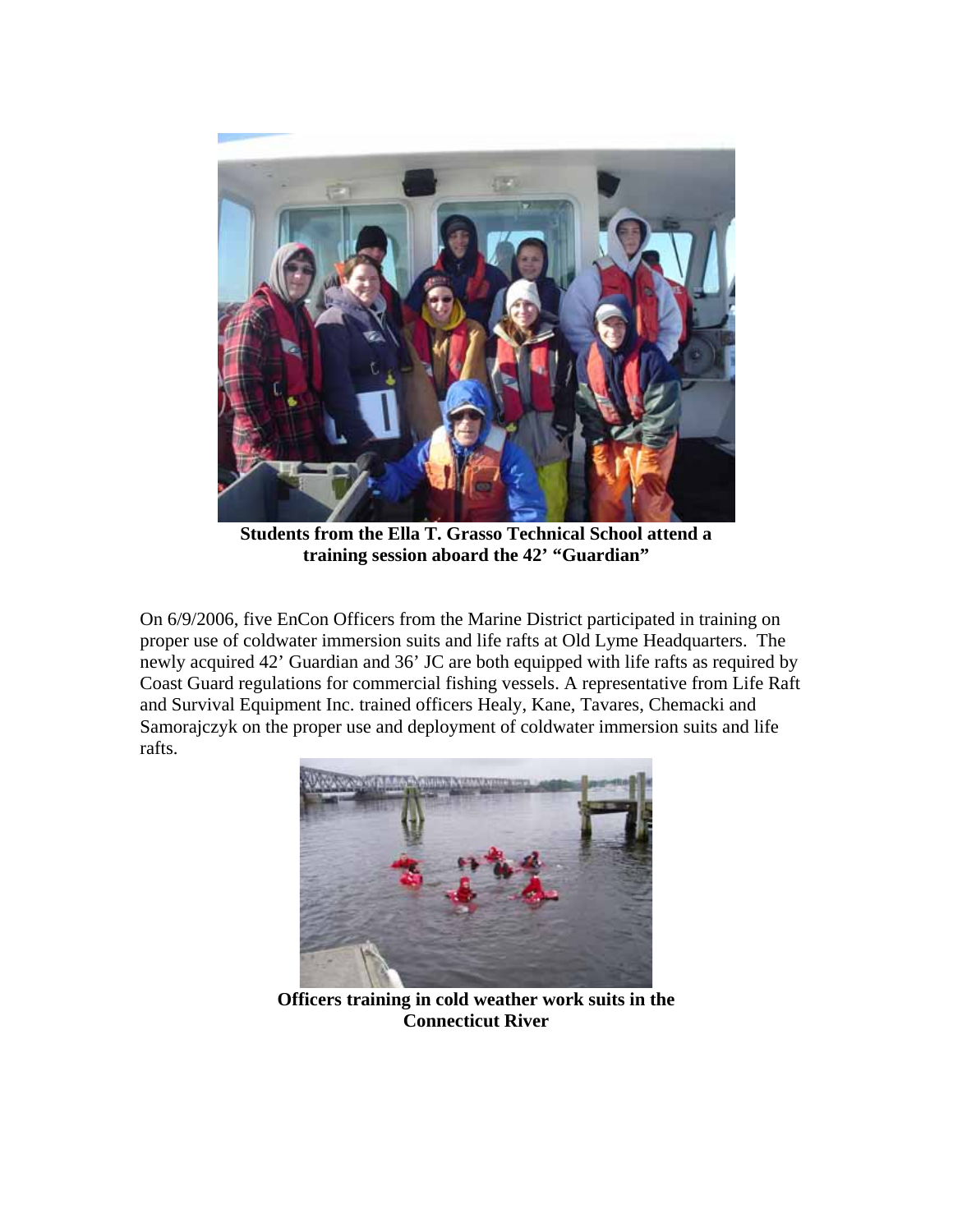**Students from the Ella T. Grasso Technical School attend a training session aboard the 42' "Guardian"**

On 6/9/2006, five EnCon Officers from the Marine District participated in training on proper use of coldwater immersion suits and life rafts at Old Lyme Headquarters. The newly acquired 42' Guardian and 36' JC are both equipped with life rafts as required by Coast Guard regulations for commercial fishing vessels. A representative from Life Raft and Survival Equipment Inc. trained officers Healy, Kane, Tavares, Chemacki and Samorajczyk on the proper use and deployment of coldwater immersion suits and life rafts.

**Officers training in cold weather work suits in the Connecticut River**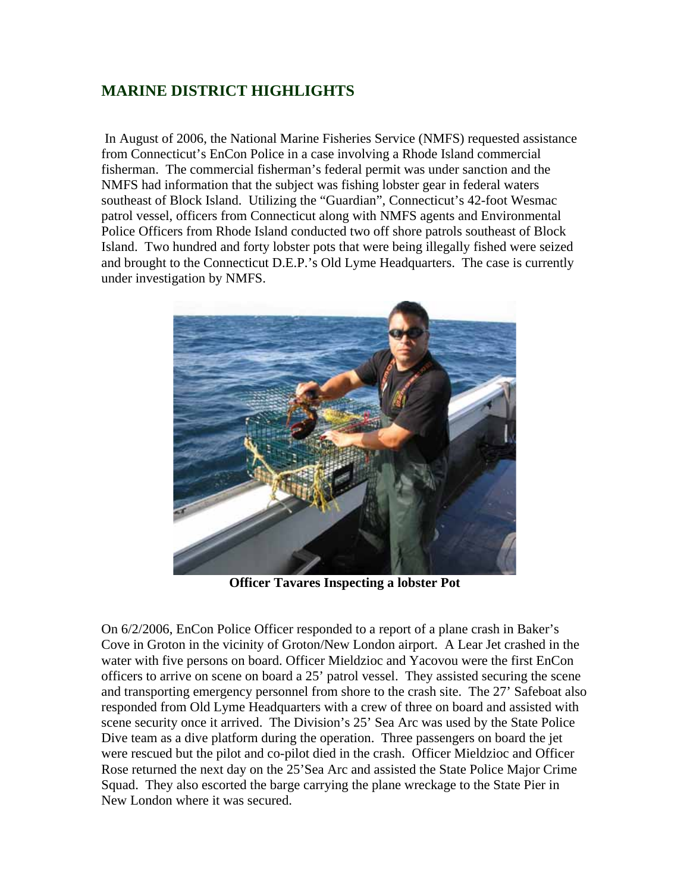## MARINE DISTRICT HIGHLIGHTS

In August of 2006, the National Marine Fisheries Service (NMFS) requested assistance from Connecticut's EnCon Police in a case involving a Rhode Island commercial fisherman. The commercial fisherman's federal permit was under sanction and the NMFS had information that the subject was fishing lobster gear in federal waters southeast of Block Island. Utilizing the "Guardian", Connecticut's 42-foot Wesmac patrol vessel, officers from Connecticut along with NMFS agents and Environmental Police Officers from Rhode Island conducted two off shore patrols southeast of Block Island. Two hundred and forty lobster pots that were being illegally fished were seized and brought to the Connecticut D.E.P.'s Old Lyme Headquarters. The case is currently under investigation by NMFS.

**Officer Tavares Inspecting a lobster Pot**

On 6/2/2006, EnCon Police Officer responded to a report of a plane crash in Baker's Cove in Groton in the vicinity of Groton/New London airport. A Lear Jet crashed in the water with five persons on board. Officer Mieldzioc and Yacovou were the first EnCon officers to arrive on scene on board a 25' patrol vessel. They assisted securing the scene and transporting emergency personnel from shore to the crash site. The 27' Safeboat also responded from Old Lyme Headquarters with a crew of three on board and assisted with scene security once it arrived. The Division's 25' Sea Arc was used by the State Police Dive team as a dive platform during the operation. Three passengers on board the jet were rescued but the pilot and co-pilot died in the crash. Officer Mieldzioc and Officer Rose returned the next day on the 25'Sea Arc and assisted the State Police Major Crime Squad. They also escorted the barge carrying the plane wreckage to the State Pier in New London where it was secured.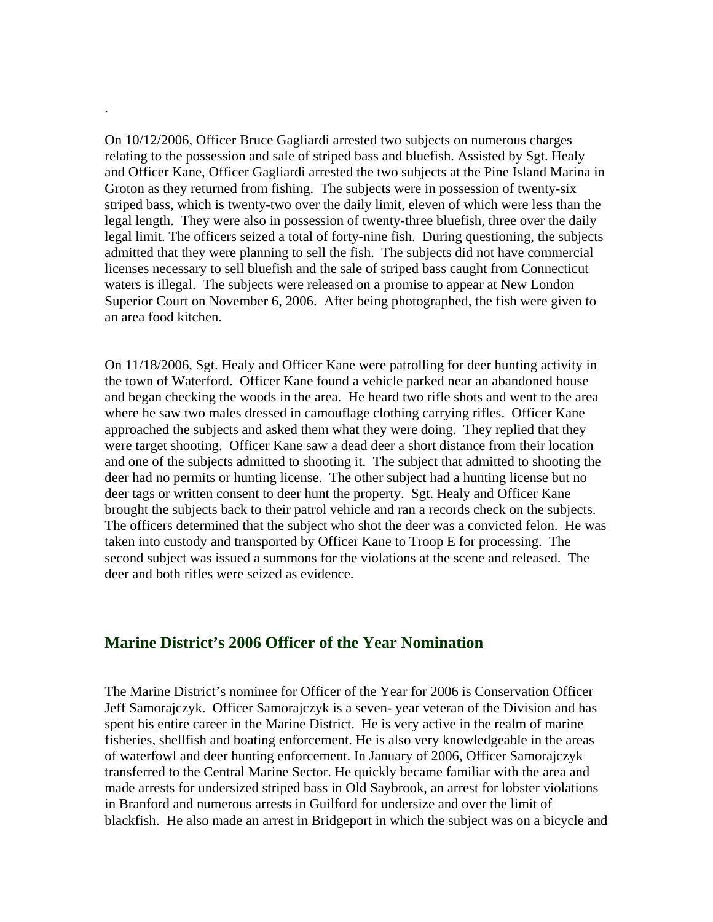.

On 10/12/2006, Officer Bruce Gagliardi arrested two subjects on numerous charges relating to the possession and sale of striped bass and bluefish. Assisted by Sgt. Healy and Officer Kane, Officer Gagliardi arrested the two subjects at the Pine Island Marina in Groton as they returned from fishing. The subjects were in possession of twenty-six striped bass, which is twenty-two over the daily limit, eleven of which were less than the legal length. They were also in possession of twenty-three bluefish, three over the daily legal limit. The officers seized a total of forty-nine fish. During questioning, the subjects admitted that they were planning to sell the fish. The subjects did not have commercial licenses necessary to sell bluefish and the sale of striped bass caught from Connecticut waters is illegal. The subjects were released on a promise to appear at New London Superior Court on November 6, 2006. After being photographed, the fish were given to an area food kitchen.

On 11/18/2006, Sgt. Healy and Officer Kane were patrolling for deer hunting activity in the town of Waterford. Officer Kane found a vehicle parked near an abandoned house and began checking the woods in the area. He heard two rifle shots and went to the area where he saw two males dressed in camouflage clothing carrying rifles. Officer Kane approached the subjects and asked them what they were doing. They replied that they were target shooting. Officer Kane saw a dead deer a short distance from their location and one of the subjects admitted to shooting it. The subject that admitted to shooting the deer had no permits or hunting license. The other subject had a hunting license but no deer tags or written consent to deer hunt the property. Sgt. Healy and Officer Kane brought the subjects back to their patrol vehicle and ran a records check on the subjects. The officers determined that the subject who shot the deer was a convicted felon. He was taken into custody and transported by Officer Kane to Troop E for processing. The second subject was issued a summons for the violations at the scene and released. The deer and both rifles were seized as evidence.

## Marine District's 2006 Officer of the Year Nomination

The Marine District's nominee for Officer of the Year for 2006 is Conservation Officer Jeff Samorajczyk. Officer Samorajczyk is a seven- year veteran of the Division and has spent his entire career in the Marine District. He is very active in the realm of marine fisheries, shellfish and boating enforcement. He is also very knowledgeable in the areas of waterfowl and deer hunting enforcement. In January of 2006, Officer Samorajczyk transferred to the Central Marine Sector. He quickly became familiar with the area and made arrests for undersized striped bass in Old Saybrook, an arrest for lobster violations in Branford and numerous arrests in Guilford for undersize and over the limit of blackfish. He also made an arrest in Bridgeport in which the subject was on a bicycle and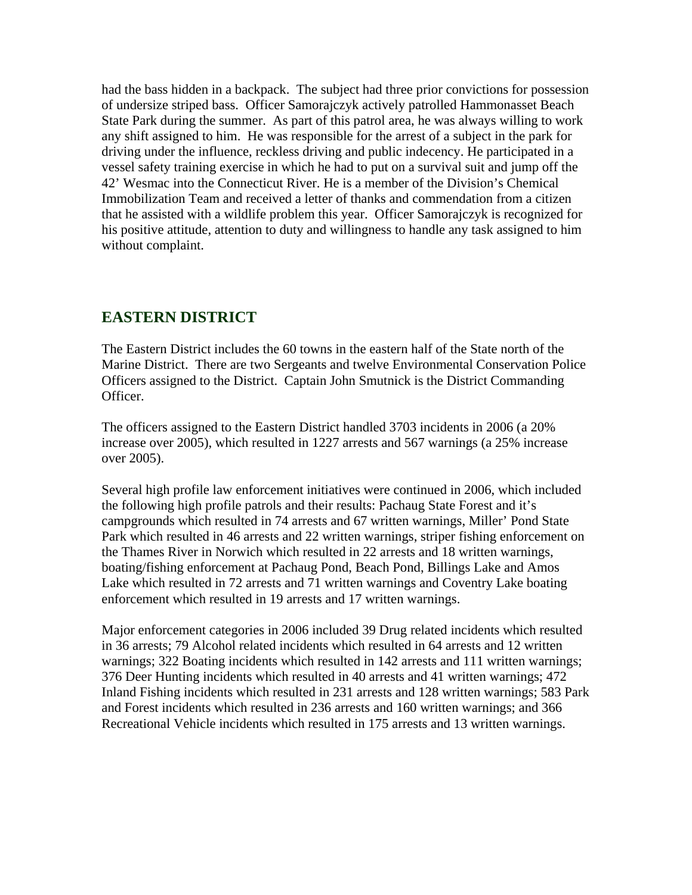had the bass hidden in a backpack. The subject had three prior convictions for possession of undersize striped bass. Officer Samorajczyk actively patrolled Hammonasset Beach State Park during the summer. As part of this patrol area, he was always willing to work any shift assigned to him. He was responsible for the arrest of a subject in the park for driving under the influence, reckless driving and public indecency. He participated in a vessel safety training exercise in which he had to put on a survival suit and jump off the 42' Wesmac into the Connecticut River. He is a member of the Division's Chemical Immobilization Team and received a letter of thanks and commendation from a citizen that he assisted with a wildlife problem this year. Officer Samorajczyk is recognized for his positive attitude, attention to duty and willingness to handle any task assigned to him without complaint.

## EASTERN DISTRICT

The Eastern District includes the 60 towns in the eastern half of the State north of the Marine District. There are two Sergeants and twelve Environmental Conservation Police Officers assigned to the District. Captain John Smutnick is the District Commanding Officer.

The officers assigned to the Eastern District handled 3703 incidents in 2006 (a 20% increase over 2005), which resulted in 1227 arrests and 567 warnings (a 25% increase over 2005).

Several high profile law enforcement initiatives were continued in 2006, which included the following high profile patrols and their results: Pachaug State Forest and it's campgrounds which resulted in 74 arrests and 67 written warnings, Miller' Pond State Park which resulted in 46 arrests and 22 written warnings, striper fishing enforcement on the Thames River in Norwich which resulted in 22 arrests and 18 written warnings, boating/fishing enforcement at Pachaug Pond, Beach Pond, Billings Lake and Amos Lake which resulted in 72 arrests and 71 written warnings and Coventry Lake boating enforcement which resulted in 19 arrests and 17 written warnings.

Major enforcement categories in 2006 included 39 Drug related incidents which resulted in 36 arrests; 79 Alcohol related incidents which resulted in 64 arrests and 12 written warnings; 322 Boating incidents which resulted in 142 arrests and 111 written warnings; 376 Deer Hunting incidents which resulted in 40 arrests and 41 written warnings; 472 Inland Fishing incidents which resulted in 231 arrests and 128 written warnings; 583 Park and Forest incidents which resulted in 236 arrests and 160 written warnings; and 366 Recreational Vehicle incidents which resulted in 175 arrests and 13 written warnings.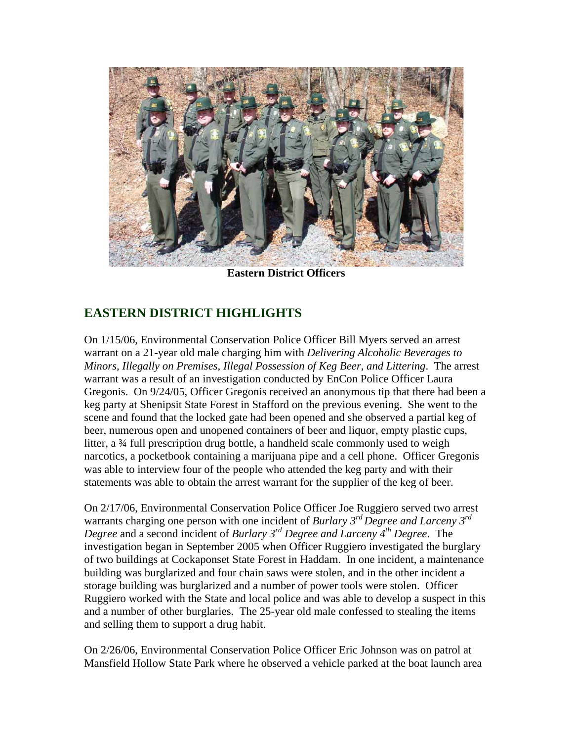**Eastern District Officers**

## EASTERN DISTRICT HIGHLIGHTS

On 1/15/06, Environmental Conservation Police Officer Bill Myers served an arrest warrant on a 21-year old male charging him with *Delivering Alcoholic Beverages to Minors, Illegally on Premises, Illegal Possession of Keg Beer, and Littering*. The arrest warrant was a result of an investigation conducted by EnCon Police Officer Laura Gregonis. On 9/24/05, Officer Gregonis received an anonymous tip that there had been a keg party at Shenipsit State Forest in Stafford on the previous evening. She went to the scene and found that the locked gate had been opened and she observed a partial keg of beer, numerous open and unopened containers of beer and liquor, empty plastic cups, litter, a ¾ full prescription drug bottle, a handheld scale commonly used to weigh narcotics, a pocketbook containing a marijuana pipe and a cell phone. Officer Gregonis was able to interview four of the people who attended the keg party and with their statements was able to obtain the arrest warrant for the supplier of the keg of beer.

On 2/17/06, Environmental Conservation Police Officer Joe Ruggiero served two arrest warrants charging one person with one incident of *Burlary 3rd Degree and Larceny 3rd Degree* and a second incident of *Burlary 3rd Degree and Larceny 4th Degree*. The investigation began in September 2005 when Officer Ruggiero investigated the burglary of two buildings at Cockaponset State Forest in Haddam. In one incident, a maintenance building was burglarized and four chain saws were stolen, and in the other incident a storage building was burglarized and a number of power tools were stolen. Officer Ruggiero worked with the State and local police and was able to develop a suspect in this and a number of other burglaries. The 25-year old male confessed to stealing the items and selling them to support a drug habit.

On 2/26/06, Environmental Conservation Police Officer Eric Johnson was on patrol at Mansfield Hollow State Park where he observed a vehicle parked at the boat launch area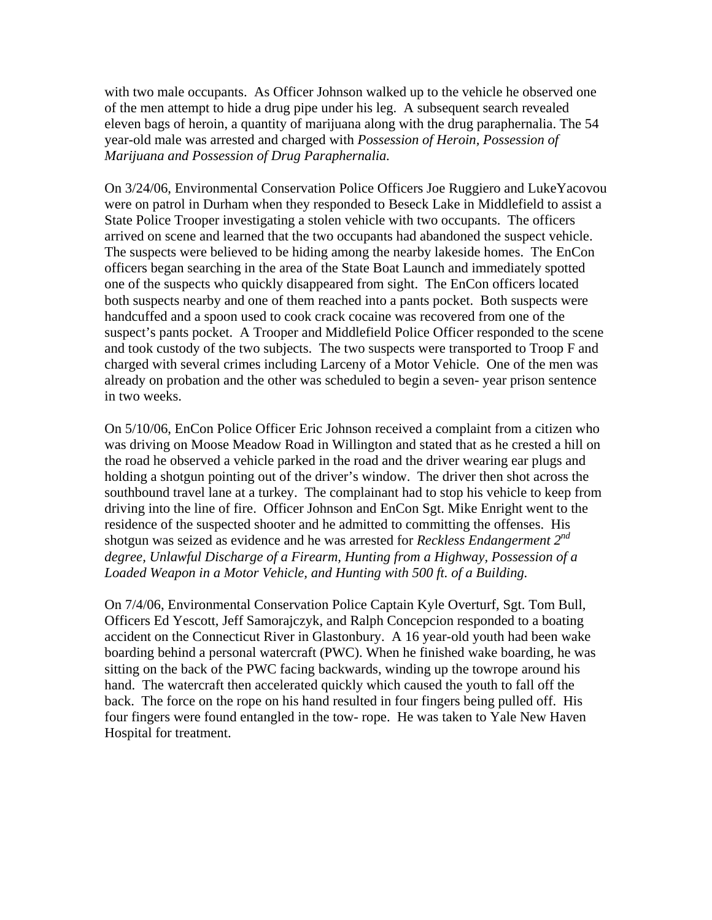with two male occupants. As Officer Johnson walked up to the vehicle he observed one of the men attempt to hide a drug pipe under his leg. A subsequent search revealed eleven bags of heroin, a quantity of marijuana along with the drug paraphernalia. The 54 year-old male was arrested and charged with *Possession of Heroin, Possession of Marijuana and Possession of Drug Paraphernalia.*

On 3/24/06, Environmental Conservation Police Officers Joe Ruggiero and LukeYacovou were on patrol in Durham when they responded to Beseck Lake in Middlefield to assist a State Police Trooper investigating a stolen vehicle with two occupants. The officers arrived on scene and learned that the two occupants had abandoned the suspect vehicle. The suspects were believed to be hiding among the nearby lakeside homes. The EnCon officers began searching in the area of the State Boat Launch and immediately spotted one of the suspects who quickly disappeared from sight. The EnCon officers located both suspects nearby and one of them reached into a pants pocket. Both suspects were handcuffed and a spoon used to cook crack cocaine was recovered from one of the suspect's pants pocket. A Trooper and Middlefield Police Officer responded to the scene and took custody of the two subjects. The two suspects were transported to Troop F and charged with several crimes including Larceny of a Motor Vehicle. One of the men was already on probation and the other was scheduled to begin a seven- year prison sentence in two weeks.

On 5/10/06, EnCon Police Officer Eric Johnson received a complaint from a citizen who was driving on Moose Meadow Road in Willington and stated that as he crested a hill on the road he observed a vehicle parked in the road and the driver wearing ear plugs and holding a shotgun pointing out of the driver's window. The driver then shot across the southbound travel lane at a turkey. The complainant had to stop his vehicle to keep from driving into the line of fire. Officer Johnson and EnCon Sgt. Mike Enright went to the residence of the suspected shooter and he admitted to committing the offenses. His shotgun was seized as evidence and he was arrested for *Reckless Endangerment 2nd degree, Unlawful Discharge of a Firearm, Hunting from a Highway, Possession of a Loaded Weapon in a Motor Vehicle, and Hunting with 500 ft. of a Building.*

On 7/4/06, Environmental Conservation Police Captain Kyle Overturf, Sgt. Tom Bull, Officers Ed Yescott, Jeff Samorajczyk, and Ralph Concepcion responded to a boating accident on the Connecticut River in Glastonbury. A 16 year-old youth had been wake boarding behind a personal watercraft (PWC). When he finished wake boarding, he was sitting on the back of the PWC facing backwards, winding up the towrope around his hand. The watercraft then accelerated quickly which caused the youth to fall off the back. The force on the rope on his hand resulted in four fingers being pulled off. His four fingers were found entangled in the tow- rope. He was taken to Yale New Haven Hospital for treatment.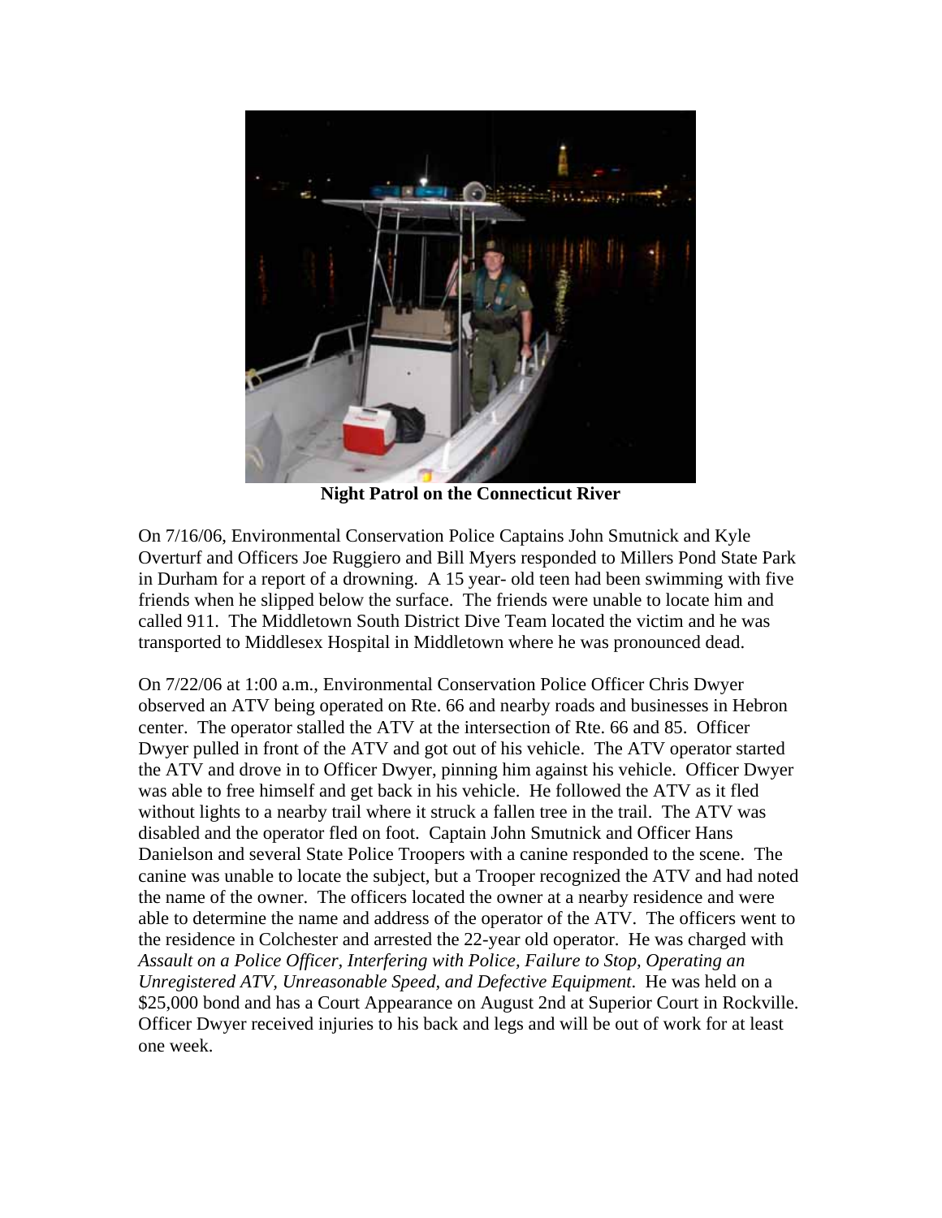**Night Patrol on the Connecticut River**

On 7/16/06, Environmental Conservation Police Captains John Smutnick and Kyle Overturf and Officers Joe Ruggiero and Bill Myers responded to Millers Pond State Park in Durham for a report of a drowning. A 15 year- old teen had been swimming with five friends when he slipped below the surface. The friends were unable to locate him and called 911. The Middletown South District Dive Team located the victim and he was transported to Middlesex Hospital in Middletown where he was pronounced dead.

On 7/22/06 at 1:00 a.m., Environmental Conservation Police Officer Chris Dwyer observed an ATV being operated on Rte. 66 and nearby roads and businesses in Hebron center. The operator stalled the ATV at the intersection of Rte. 66 and 85. Officer Dwyer pulled in front of the ATV and got out of his vehicle. The ATV operator started the ATV and drove in to Officer Dwyer, pinning him against his vehicle. Officer Dwyer was able to free himself and get back in his vehicle. He followed the ATV as it fled without lights to a nearby trail where it struck a fallen tree in the trail. The ATV was disabled and the operator fled on foot. Captain John Smutnick and Officer Hans Danielson and several State Police Troopers with a canine responded to the scene. The canine was unable to locate the subject, but a Trooper recognized the ATV and had noted the name of the owner. The officers located the owner at a nearby residence and were able to determine the name and address of the operator of the ATV. The officers went to the residence in Colchester and arrested the 22-year old operator. He was charged with *Assault on a Police Officer, Interfering with Police, Failure to Stop, Operating an Unregistered ATV, Unreasonable Speed, and Defective Equipment*. He was held on a $25,000 bond and has a Court Appearance on August 2nd at Superior Court in Rockville. Officer Dwyer received injuries to his back and legs and will be out of work for at least one week.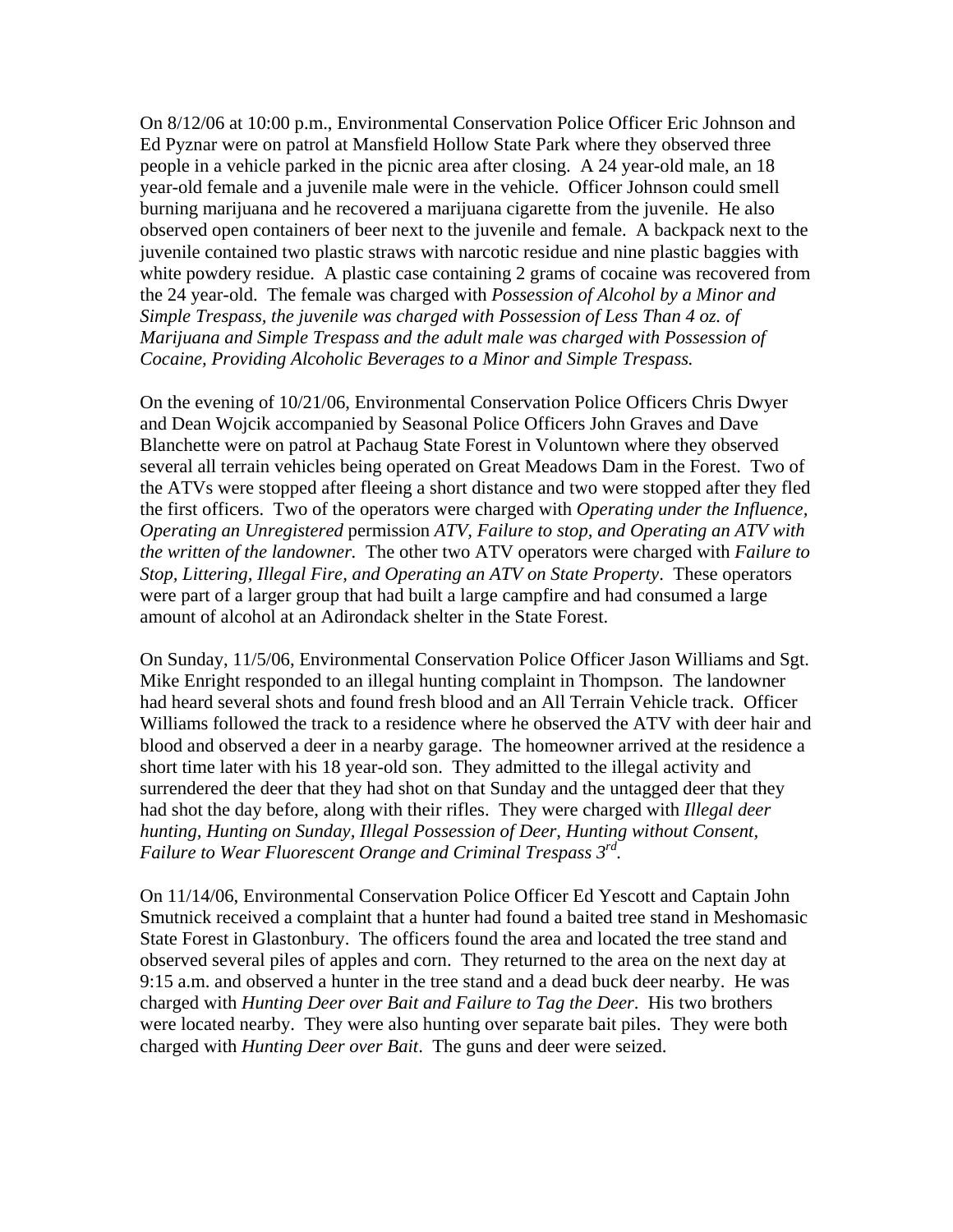On 8/12/06 at 10:00 p.m., Environmental Conservation Police Officer Eric Johnson and Ed Pyznar were on patrol at Mansfield Hollow State Park where they observed three people in a vehicle parked in the picnic area after closing. A 24 year-old male, an 18 year-old female and a juvenile male were in the vehicle. Officer Johnson could smell burning marijuana and he recovered a marijuana cigarette from the juvenile. He also observed open containers of beer next to the juvenile and female. A backpack next to the juvenile contained two plastic straws with narcotic residue and nine plastic baggies with white powdery residue. A plastic case containing 2 grams of cocaine was recovered from the 24 year-old. The female was charged with *Possession of Alcohol by a Minor and Simple Trespass, the juvenile was charged with Possession of Less Than 4 oz. of Marijuana and Simple Trespass and the adult male was charged with Possession of Cocaine, Providing Alcoholic Beverages to a Minor and Simple Trespass.*

On the evening of 10/21/06, Environmental Conservation Police Officers Chris Dwyer and Dean Wojcik accompanied by Seasonal Police Officers John Graves and Dave Blanchette were on patrol at Pachaug State Forest in Voluntown where they observed several all terrain vehicles being operated on Great Meadows Dam in the Forest. Two of the ATVs were stopped after fleeing a short distance and two were stopped after they fled the first officers. Two of the operators were charged with *Operating under the Influence, Operating an Unregistered* permission *ATV, Failure to stop, and Operating an ATV with the written of the landowner.* The other two ATV operators were charged with *Failure to Stop, Littering, Illegal Fire, and Operating an ATV on State Property*. These operators were part of a larger group that had built a large campfire and had consumed a large amount of alcohol at an Adirondack shelter in the State Forest.

On Sunday, 11/5/06, Environmental Conservation Police Officer Jason Williams and Sgt. Mike Enright responded to an illegal hunting complaint in Thompson. The landowner had heard several shots and found fresh blood and an All Terrain Vehicle track. Officer Williams followed the track to a residence where he observed the ATV with deer hair and blood and observed a deer in a nearby garage. The homeowner arrived at the residence a short time later with his 18 year-old son. They admitted to the illegal activity and surrendered the deer that they had shot on that Sunday and the untagged deer that they had shot the day before, along with their rifles. They were charged with *Illegal deer hunting, Hunting on Sunday, Illegal Possession of Deer, Hunting without Consent, Failure to Wear Fluorescent Orange and Criminal Trespass 3rd*.

On 11/14/06, Environmental Conservation Police Officer Ed Yescott and Captain John Smutnick received a complaint that a hunter had found a baited tree stand in Meshomasic State Forest in Glastonbury. The officers found the area and located the tree stand and observed several piles of apples and corn. They returned to the area on the next day at 9:15 a.m. and observed a hunter in the tree stand and a dead buck deer nearby. He was charged with *Hunting Deer over Bait and Failure to Tag the Deer*. His two brothers were located nearby. They were also hunting over separate bait piles. They were both charged with *Hunting Deer over Bait*. The guns and deer were seized.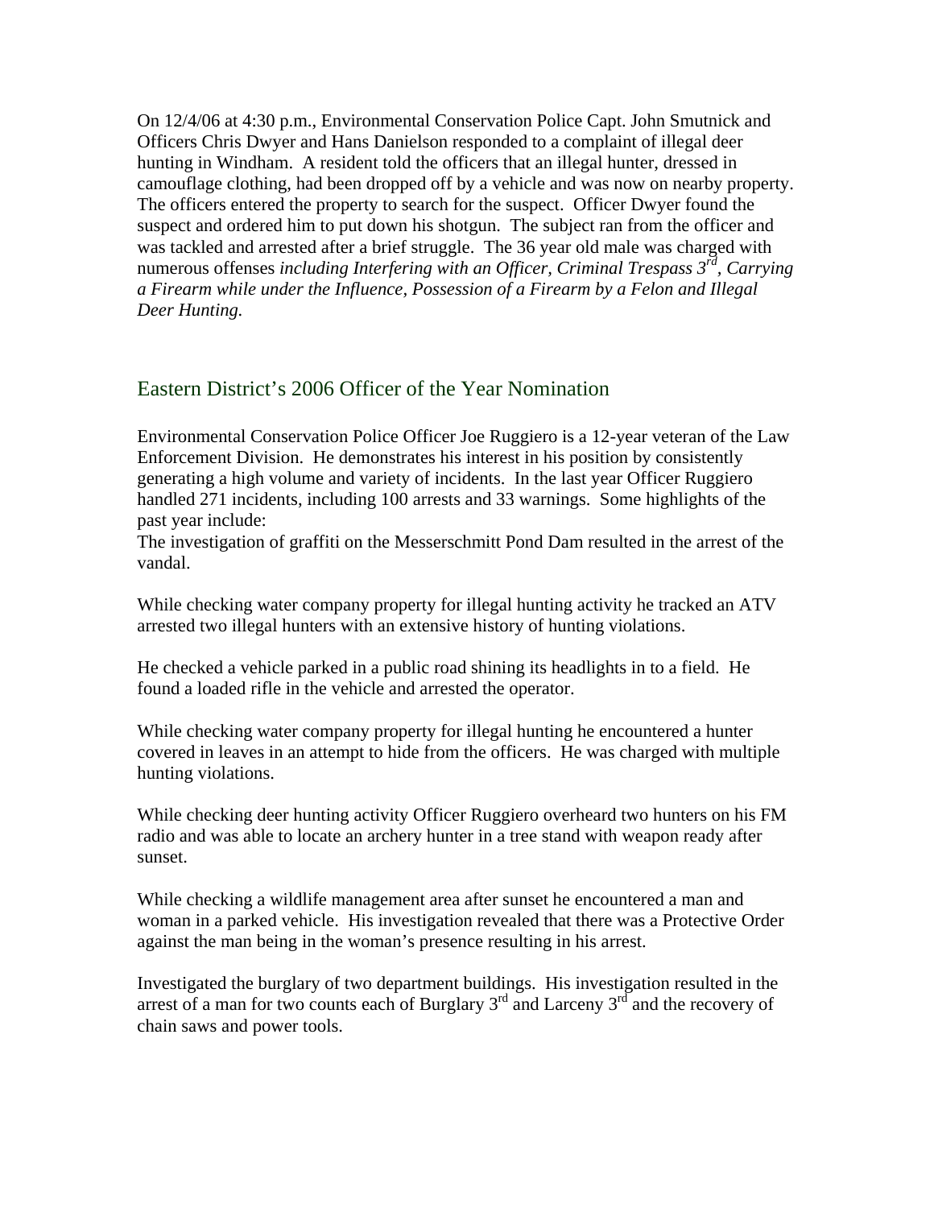On 12/4/06 at 4:30 p.m., Environmental Conservation Police Capt. John Smutnick and Officers Chris Dwyer and Hans Danielson responded to a complaint of illegal deer hunting in Windham. A resident told the officers that an illegal hunter, dressed in camouflage clothing, had been dropped off by a vehicle and was now on nearby property. The officers entered the property to search for the suspect. Officer Dwyer found the suspect and ordered him to put down his shotgun. The subject ran from the officer and was tackled and arrested after a brief struggle. The 36 year old male was charged with numerous offenses *including Interfering with an Officer, Criminal Trespass 3rd, Carrying a Firearm while under the Influence, Possession of a Firearm by a Felon and Illegal Deer Hunting.*

## Eastern District's 2006 Officer of the Year Nomination

Environmental Conservation Police Officer Joe Ruggiero is a 12-year veteran of the Law Enforcement Division. He demonstrates his interest in his position by consistently generating a high volume and variety of incidents. In the last year Officer Ruggiero handled 271 incidents, including 100 arrests and 33 warnings. Some highlights of the past year include:
The investigation of graffiti on the Messerschmitt Pond Dam resulted in the arrest of the vandal.

While checking water company property for illegal hunting activity he tracked an ATV arrested two illegal hunters with an extensive history of hunting violations.

He checked a vehicle parked in a public road shining its headlights in to a field. He found a loaded rifle in the vehicle and arrested the operator.

While checking water company property for illegal hunting he encountered a hunter covered in leaves in an attempt to hide from the officers. He was charged with multiple hunting violations.

While checking deer hunting activity Officer Ruggiero overheard two hunters on his FM radio and was able to locate an archery hunter in a tree stand with weapon ready after sunset.

While checking a wildlife management area after sunset he encountered a man and woman in a parked vehicle. His investigation revealed that there was a Protective Order against the man being in the woman's presence resulting in his arrest.

Investigated the burglary of two department buildings. His investigation resulted in the arrest of a man for two counts each of Burglary 3rd and Larceny 3rd and the recovery of chain saws and power tools.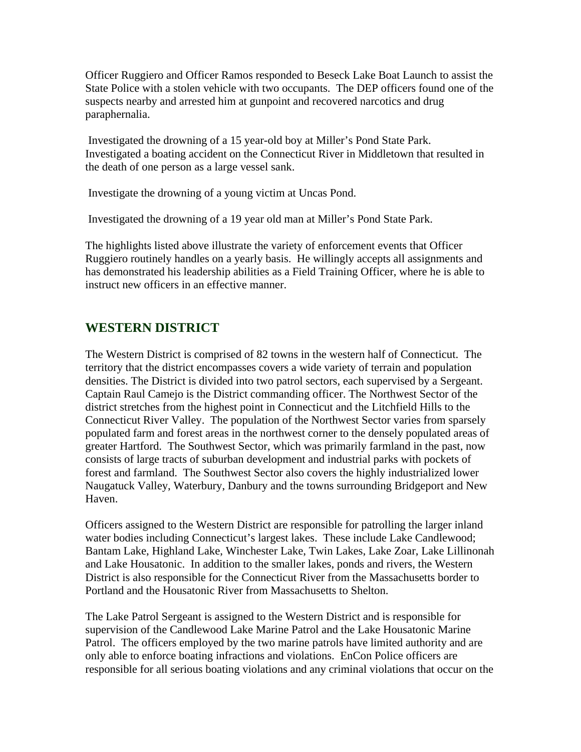Officer Ruggiero and Officer Ramos responded to Beseck Lake Boat Launch to assist the State Police with a stolen vehicle with two occupants. The DEP officers found one of the suspects nearby and arrested him at gunpoint and recovered narcotics and drug paraphernalia.

Investigated the drowning of a 15 year-old boy at Miller's Pond State Park. Investigated a boating accident on the Connecticut River in Middletown that resulted in the death of one person as a large vessel sank.

Investigate the drowning of a young victim at Uncas Pond.

Investigated the drowning of a 19 year old man at Miller's Pond State Park.

The highlights listed above illustrate the variety of enforcement events that Officer Ruggiero routinely handles on a yearly basis. He willingly accepts all assignments and has demonstrated his leadership abilities as a Field Training Officer, where he is able to instruct new officers in an effective manner.

## WESTERN DISTRICT

The Western District is comprised of 82 towns in the western half of Connecticut. The territory that the district encompasses covers a wide variety of terrain and population densities. The District is divided into two patrol sectors, each supervised by a Sergeant. Captain Raul Camejo is the District commanding officer. The Northwest Sector of the district stretches from the highest point in Connecticut and the Litchfield Hills to the Connecticut River Valley. The population of the Northwest Sector varies from sparsely populated farm and forest areas in the northwest corner to the densely populated areas of greater Hartford. The Southwest Sector, which was primarily farmland in the past, now consists of large tracts of suburban development and industrial parks with pockets of forest and farmland. The Southwest Sector also covers the highly industrialized lower Naugatuck Valley, Waterbury, Danbury and the towns surrounding Bridgeport and New Haven.

Officers assigned to the Western District are responsible for patrolling the larger inland water bodies including Connecticut's largest lakes. These include Lake Candlewood; Bantam Lake, Highland Lake, Winchester Lake, Twin Lakes, Lake Zoar, Lake Lillinonah and Lake Housatonic. In addition to the smaller lakes, ponds and rivers, the Western District is also responsible for the Connecticut River from the Massachusetts border to Portland and the Housatonic River from Massachusetts to Shelton.

The Lake Patrol Sergeant is assigned to the Western District and is responsible for supervision of the Candlewood Lake Marine Patrol and the Lake Housatonic Marine Patrol. The officers employed by the two marine patrols have limited authority and are only able to enforce boating infractions and violations. EnCon Police officers are responsible for all serious boating violations and any criminal violations that occur on the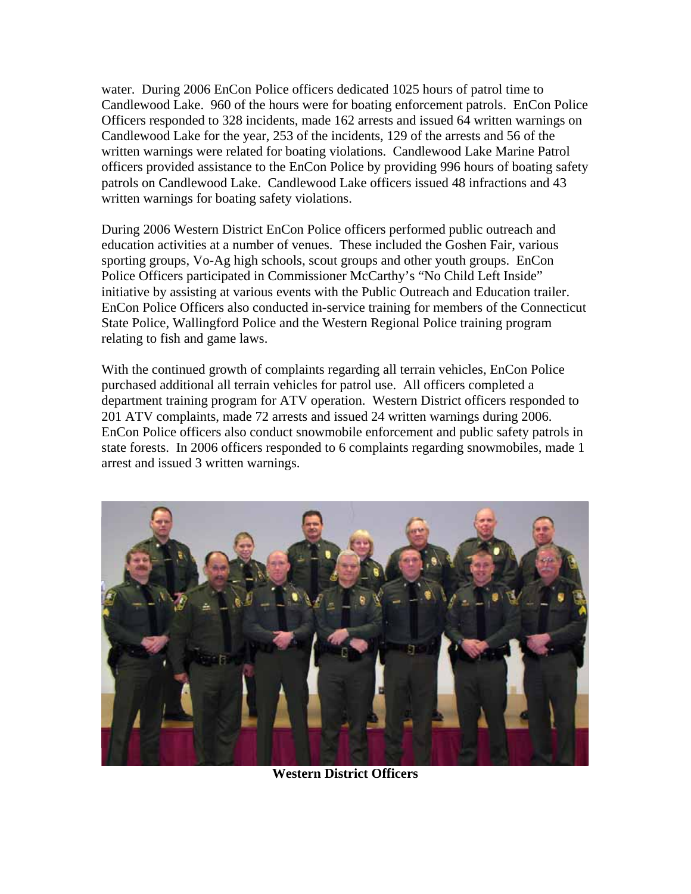water. During 2006 EnCon Police officers dedicated 1025 hours of patrol time to Candlewood Lake. 960 of the hours were for boating enforcement patrols. EnCon Police Officers responded to 328 incidents, made 162 arrests and issued 64 written warnings on Candlewood Lake for the year, 253 of the incidents, 129 of the arrests and 56 of the written warnings were related for boating violations. Candlewood Lake Marine Patrol officers provided assistance to the EnCon Police by providing 996 hours of boating safety patrols on Candlewood Lake. Candlewood Lake officers issued 48 infractions and 43 written warnings for boating safety violations.

During 2006 Western District EnCon Police officers performed public outreach and education activities at a number of venues. These included the Goshen Fair, various sporting groups, Vo-Ag high schools, scout groups and other youth groups. EnCon Police Officers participated in Commissioner McCarthy's "No Child Left Inside" initiative by assisting at various events with the Public Outreach and Education trailer. EnCon Police Officers also conducted in-service training for members of the Connecticut State Police, Wallingford Police and the Western Regional Police training program relating to fish and game laws.

With the continued growth of complaints regarding all terrain vehicles, EnCon Police purchased additional all terrain vehicles for patrol use. All officers completed a department training program for ATV operation. Western District officers responded to 201 ATV complaints, made 72 arrests and issued 24 written warnings during 2006. EnCon Police officers also conduct snowmobile enforcement and public safety patrols in state forests. In 2006 officers responded to 6 complaints regarding snowmobiles, made 1 arrest and issued 3 written warnings.

**Western District Officers**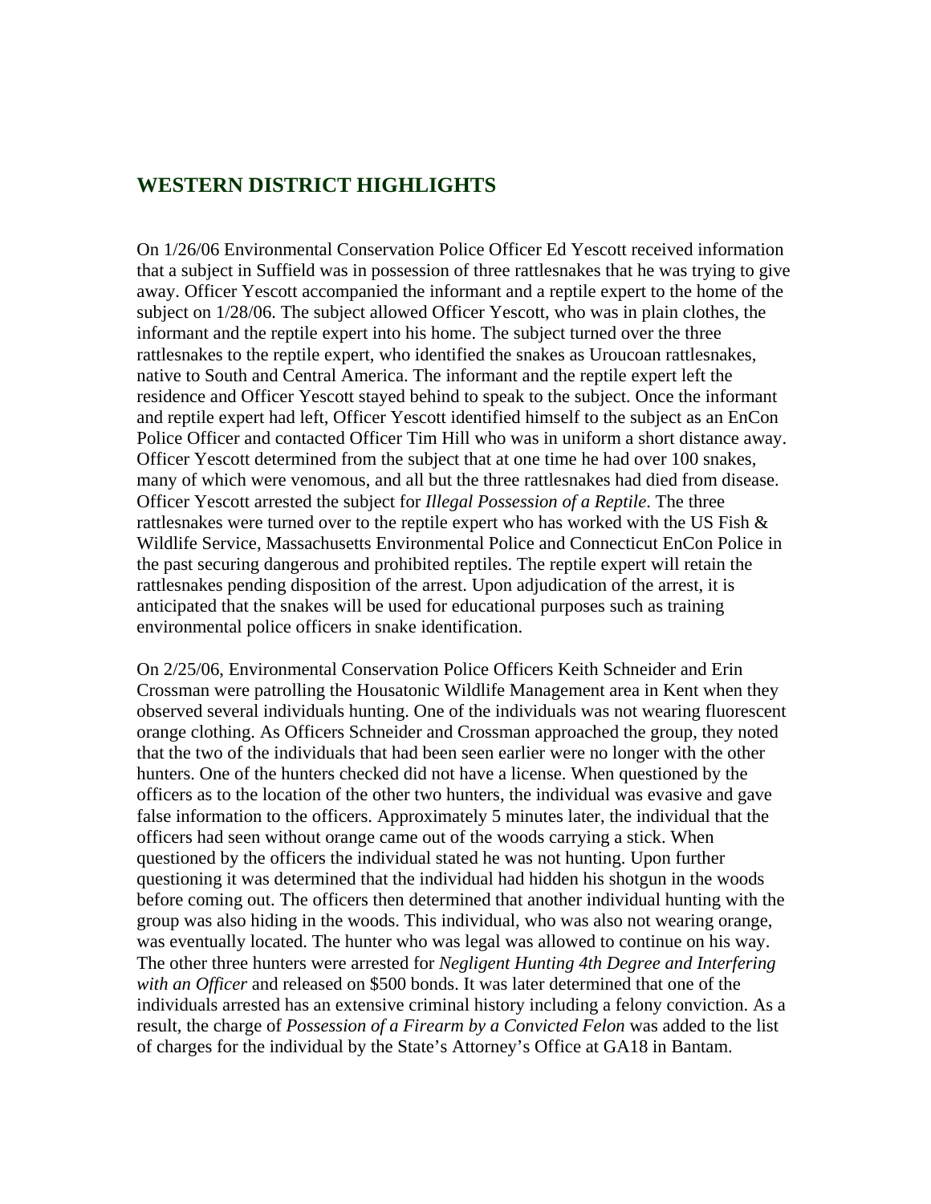## WESTERN DISTRICT HIGHLIGHTS

On 1/26/06 Environmental Conservation Police Officer Ed Yescott received information that a subject in Suffield was in possession of three rattlesnakes that he was trying to give away. Officer Yescott accompanied the informant and a reptile expert to the home of the subject on 1/28/06. The subject allowed Officer Yescott, who was in plain clothes, the informant and the reptile expert into his home. The subject turned over the three rattlesnakes to the reptile expert, who identified the snakes as Uroucoan rattlesnakes, native to South and Central America. The informant and the reptile expert left the residence and Officer Yescott stayed behind to speak to the subject. Once the informant and reptile expert had left, Officer Yescott identified himself to the subject as an EnCon Police Officer and contacted Officer Tim Hill who was in uniform a short distance away. Officer Yescott determined from the subject that at one time he had over 100 snakes, many of which were venomous, and all but the three rattlesnakes had died from disease. Officer Yescott arrested the subject for *Illegal Possession of a Reptile*. The three rattlesnakes were turned over to the reptile expert who has worked with the US Fish & Wildlife Service, Massachusetts Environmental Police and Connecticut EnCon Police in the past securing dangerous and prohibited reptiles. The reptile expert will retain the rattlesnakes pending disposition of the arrest. Upon adjudication of the arrest, it is anticipated that the snakes will be used for educational purposes such as training environmental police officers in snake identification.

On 2/25/06, Environmental Conservation Police Officers Keith Schneider and Erin Crossman were patrolling the Housatonic Wildlife Management area in Kent when they observed several individuals hunting. One of the individuals was not wearing fluorescent orange clothing. As Officers Schneider and Crossman approached the group, they noted that the two of the individuals that had been seen earlier were no longer with the other hunters. One of the hunters checked did not have a license. When questioned by the officers as to the location of the other two hunters, the individual was evasive and gave false information to the officers. Approximately 5 minutes later, the individual that the officers had seen without orange came out of the woods carrying a stick. When questioned by the officers the individual stated he was not hunting. Upon further questioning it was determined that the individual had hidden his shotgun in the woods before coming out. The officers then determined that another individual hunting with the group was also hiding in the woods. This individual, who was also not wearing orange, was eventually located. The hunter who was legal was allowed to continue on his way. The other three hunters were arrested for *Negligent Hunting 4th Degree and Interfering with an Officer* and released on $500 bonds. It was later determined that one of the individuals arrested has an extensive criminal history including a felony conviction. As a result, the charge of *Possession of a Firearm by a Convicted Felon* was added to the list of charges for the individual by the State's Attorney's Office at GA18 in Bantam.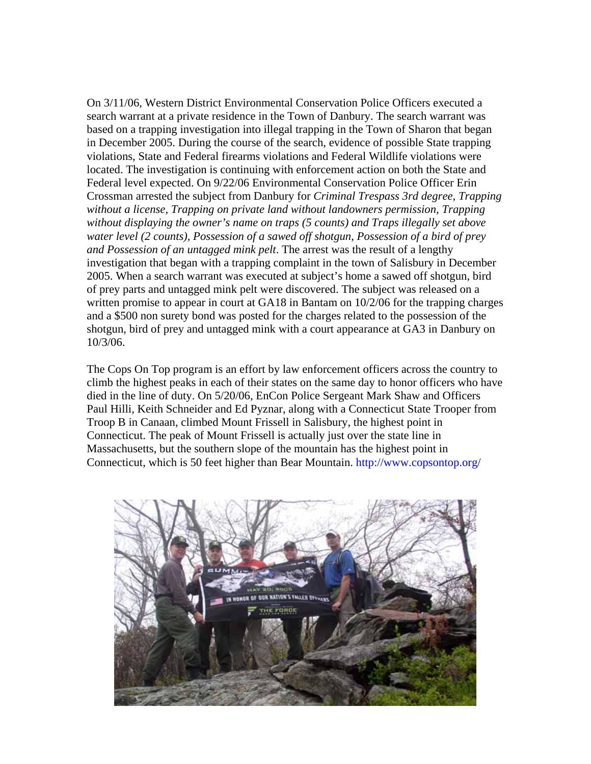On 3/11/06, Western District Environmental Conservation Police Officers executed a search warrant at a private residence in the Town of Danbury. The search warrant was based on a trapping investigation into illegal trapping in the Town of Sharon that began in December 2005. During the course of the search, evidence of possible State trapping violations, State and Federal firearms violations and Federal Wildlife violations were located. The investigation is continuing with enforcement action on both the State and Federal level expected. On 9/22/06 Environmental Conservation Police Officer Erin Crossman arrested the subject from Danbury for *Criminal Trespass 3rd degree, Trapping without a license, Trapping on private land without landowners permission, Trapping without displaying the owner's name on traps (5 counts) and Traps illegally set above water level (2 counts), Possession of a sawed off shotgun, Possession of a bird of prey and Possession of an untagged mink pelt*. The arrest was the result of a lengthy investigation that began with a trapping complaint in the town of Salisbury in December 2005. When a search warrant was executed at subject's home a sawed off shotgun, bird of prey parts and untagged mink pelt were discovered. The subject was released on a written promise to appear in court at GA18 in Bantam on 10/2/06 for the trapping charges and a $500 non surety bond was posted for the charges related to the possession of the shotgun, bird of prey and untagged mink with a court appearance at GA3 in Danbury on 10/3/06.

The Cops On Top program is an effort by law enforcement officers across the country to climb the highest peaks in each of their states on the same day to honor officers who have died in the line of duty. On 5/20/06, EnCon Police Sergeant Mark Shaw and Officers Paul Hilli, Keith Schneider and Ed Pyznar, along with a Connecticut State Trooper from Troop B in Canaan, climbed Mount Frissell in Salisbury, the highest point in Connecticut. The peak of Mount Frissell is actually just over the state line in Massachusetts, but the southern slope of the mountain has the highest point in Connecticut, which is 50 feet higher than Bear Mountain. http://www.copsontop.org/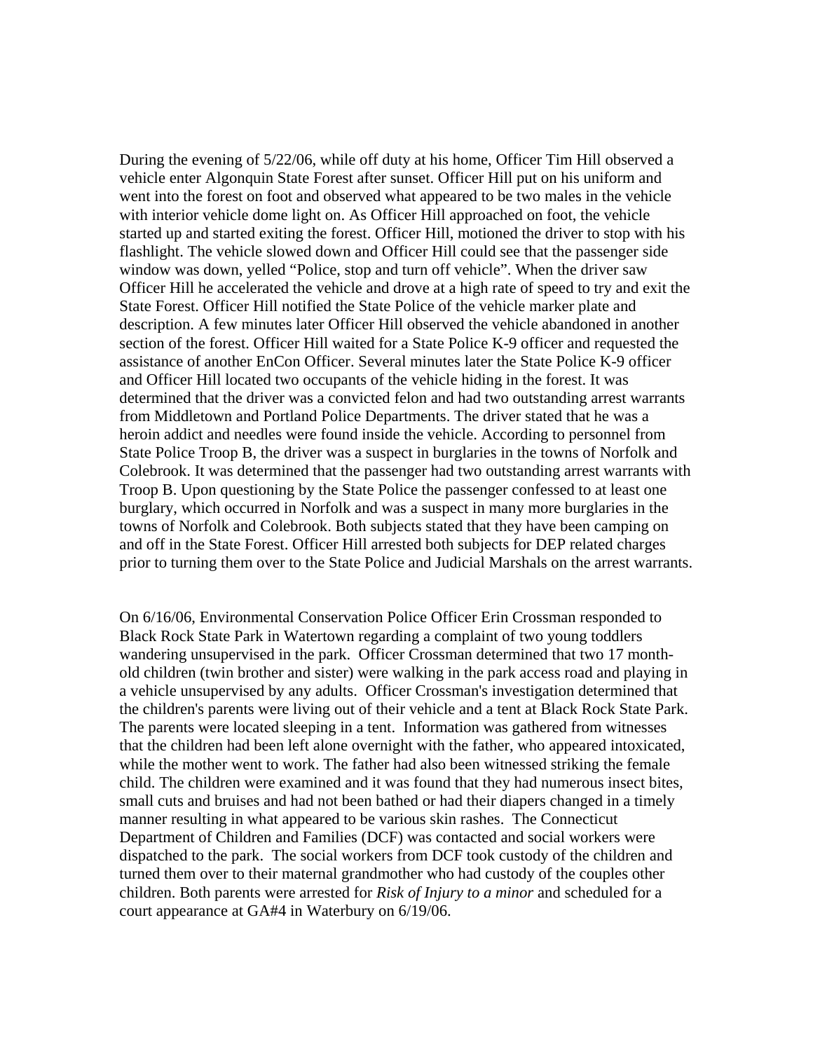During the evening of 5/22/06, while off duty at his home, Officer Tim Hill observed a vehicle enter Algonquin State Forest after sunset. Officer Hill put on his uniform and went into the forest on foot and observed what appeared to be two males in the vehicle with interior vehicle dome light on. As Officer Hill approached on foot, the vehicle started up and started exiting the forest. Officer Hill, motioned the driver to stop with his flashlight. The vehicle slowed down and Officer Hill could see that the passenger side window was down, yelled "Police, stop and turn off vehicle". When the driver saw Officer Hill he accelerated the vehicle and drove at a high rate of speed to try and exit the State Forest. Officer Hill notified the State Police of the vehicle marker plate and description. A few minutes later Officer Hill observed the vehicle abandoned in another section of the forest. Officer Hill waited for a State Police K-9 officer and requested the assistance of another EnCon Officer. Several minutes later the State Police K-9 officer and Officer Hill located two occupants of the vehicle hiding in the forest. It was determined that the driver was a convicted felon and had two outstanding arrest warrants from Middletown and Portland Police Departments. The driver stated that he was a heroin addict and needles were found inside the vehicle. According to personnel from State Police Troop B, the driver was a suspect in burglaries in the towns of Norfolk and Colebrook. It was determined that the passenger had two outstanding arrest warrants with Troop B. Upon questioning by the State Police the passenger confessed to at least one burglary, which occurred in Norfolk and was a suspect in many more burglaries in the towns of Norfolk and Colebrook. Both subjects stated that they have been camping on and off in the State Forest. Officer Hill arrested both subjects for DEP related charges prior to turning them over to the State Police and Judicial Marshals on the arrest warrants.

On 6/16/06, Environmental Conservation Police Officer Erin Crossman responded to Black Rock State Park in Watertown regarding a complaint of two young toddlers wandering unsupervised in the park. Officer Crossman determined that two 17 month-old children (twin brother and sister) were walking in the park access road and playing in a vehicle unsupervised by any adults. Officer Crossman's investigation determined that the children's parents were living out of their vehicle and a tent at Black Rock State Park. The parents were located sleeping in a tent. Information was gathered from witnesses that the children had been left alone overnight with the father, who appeared intoxicated, while the mother went to work. The father had also been witnessed striking the female child. The children were examined and it was found that they had numerous insect bites, small cuts and bruises and had not been bathed or had their diapers changed in a timely manner resulting in what appeared to be various skin rashes. The Connecticut Department of Children and Families (DCF) was contacted and social workers were dispatched to the park. The social workers from DCF took custody of the children and turned them over to their maternal grandmother who had custody of the couples other children. Both parents were arrested for *Risk of Injury to a minor* and scheduled for a court appearance at GA#4 in Waterbury on 6/19/06.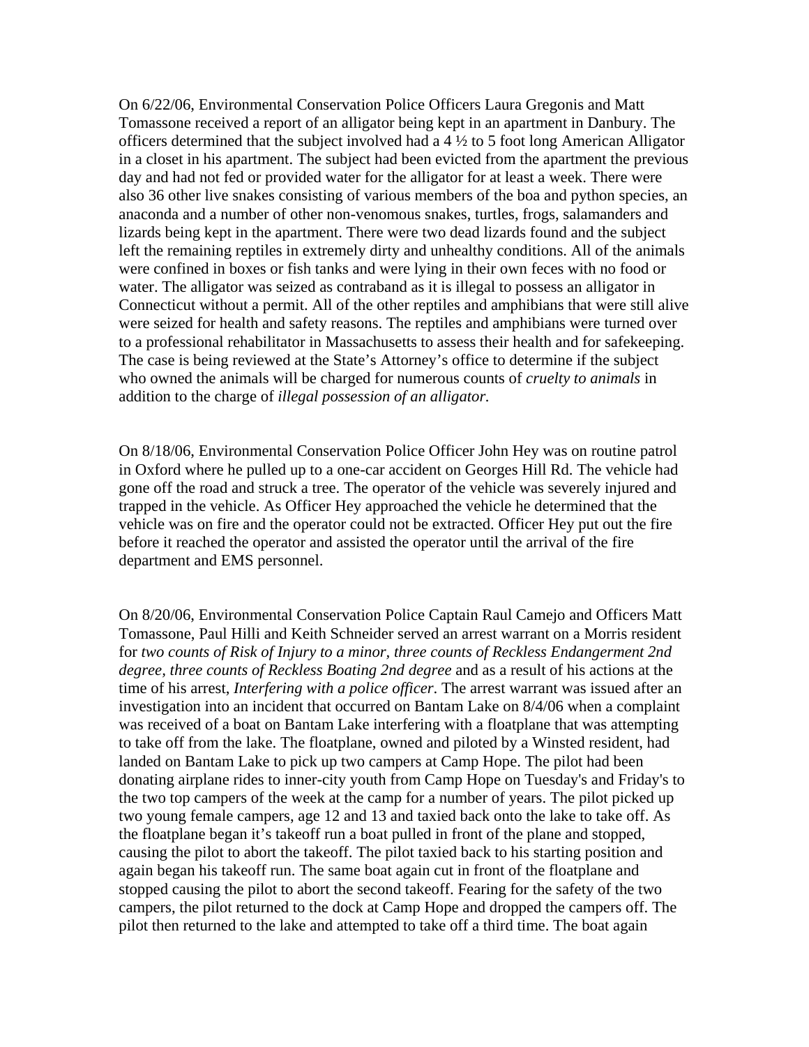On 6/22/06, Environmental Conservation Police Officers Laura Gregonis and Matt Tomassone received a report of an alligator being kept in an apartment in Danbury. The officers determined that the subject involved had a 4 ½ to 5 foot long American Alligator in a closet in his apartment. The subject had been evicted from the apartment the previous day and had not fed or provided water for the alligator for at least a week. There were also 36 other live snakes consisting of various members of the boa and python species, an anaconda and a number of other non-venomous snakes, turtles, frogs, salamanders and lizards being kept in the apartment. There were two dead lizards found and the subject left the remaining reptiles in extremely dirty and unhealthy conditions. All of the animals were confined in boxes or fish tanks and were lying in their own feces with no food or water. The alligator was seized as contraband as it is illegal to possess an alligator in Connecticut without a permit. All of the other reptiles and amphibians that were still alive were seized for health and safety reasons. The reptiles and amphibians were turned over to a professional rehabilitator in Massachusetts to assess their health and for safekeeping. The case is being reviewed at the State's Attorney's office to determine if the subject who owned the animals will be charged for numerous counts of *cruelty to animals* in addition to the charge of *illegal possession of an alligator.*

On 8/18/06, Environmental Conservation Police Officer John Hey was on routine patrol in Oxford where he pulled up to a one-car accident on Georges Hill Rd. The vehicle had gone off the road and struck a tree. The operator of the vehicle was severely injured and trapped in the vehicle. As Officer Hey approached the vehicle he determined that the vehicle was on fire and the operator could not be extracted. Officer Hey put out the fire before it reached the operator and assisted the operator until the arrival of the fire department and EMS personnel.

On 8/20/06, Environmental Conservation Police Captain Raul Camejo and Officers Matt Tomassone, Paul Hilli and Keith Schneider served an arrest warrant on a Morris resident for *two counts of Risk of Injury to a minor*, *three counts of Reckless Endangerment 2nd degree*, *three counts of Reckless Boating 2nd degree* and as a result of his actions at the time of his arrest, *Interfering with a police officer*. The arrest warrant was issued after an investigation into an incident that occurred on Bantam Lake on 8/4/06 when a complaint was received of a boat on Bantam Lake interfering with a floatplane that was attempting to take off from the lake. The floatplane, owned and piloted by a Winsted resident, had landed on Bantam Lake to pick up two campers at Camp Hope. The pilot had been donating airplane rides to inner-city youth from Camp Hope on Tuesday's and Friday's to the two top campers of the week at the camp for a number of years. The pilot picked up two young female campers, age 12 and 13 and taxied back onto the lake to take off. As the floatplane began it's takeoff run a boat pulled in front of the plane and stopped, causing the pilot to abort the takeoff. The pilot taxied back to his starting position and again began his takeoff run. The same boat again cut in front of the floatplane and stopped causing the pilot to abort the second takeoff. Fearing for the safety of the two campers, the pilot returned to the dock at Camp Hope and dropped the campers off. The pilot then returned to the lake and attempted to take off a third time. The boat again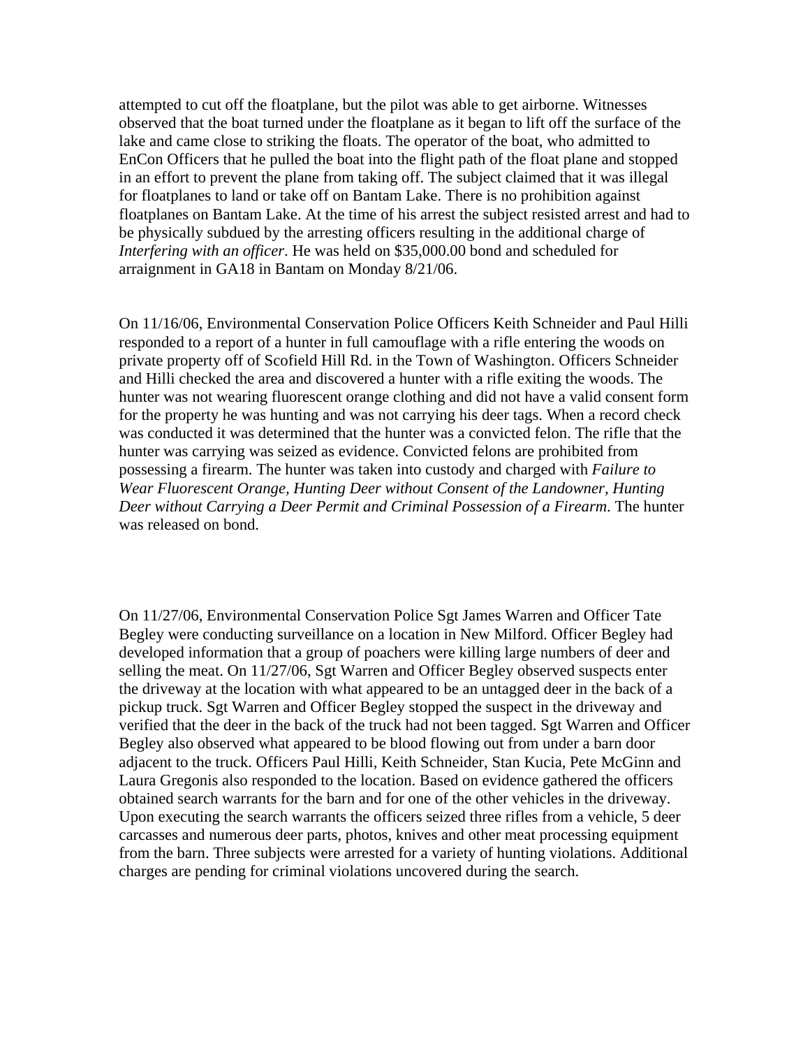attempted to cut off the floatplane, but the pilot was able to get airborne. Witnesses observed that the boat turned under the floatplane as it began to lift off the surface of the lake and came close to striking the floats. The operator of the boat, who admitted to EnCon Officers that he pulled the boat into the flight path of the float plane and stopped in an effort to prevent the plane from taking off. The subject claimed that it was illegal for floatplanes to land or take off on Bantam Lake. There is no prohibition against floatplanes on Bantam Lake. At the time of his arrest the subject resisted arrest and had to be physically subdued by the arresting officers resulting in the additional charge of *Interfering with an officer*. He was held on $35,000.00 bond and scheduled for arraignment in GA18 in Bantam on Monday 8/21/06.

On 11/16/06, Environmental Conservation Police Officers Keith Schneider and Paul Hilli responded to a report of a hunter in full camouflage with a rifle entering the woods on private property off of Scofield Hill Rd. in the Town of Washington. Officers Schneider and Hilli checked the area and discovered a hunter with a rifle exiting the woods. The hunter was not wearing fluorescent orange clothing and did not have a valid consent form for the property he was hunting and was not carrying his deer tags. When a record check was conducted it was determined that the hunter was a convicted felon. The rifle that the hunter was carrying was seized as evidence. Convicted felons are prohibited from possessing a firearm. The hunter was taken into custody and charged with *Failure to Wear Fluorescent Orange, Hunting Deer without Consent of the Landowner, Hunting Deer without Carrying a Deer Permit and Criminal Possession of a Firearm*. The hunter was released on bond.

On 11/27/06, Environmental Conservation Police Sgt James Warren and Officer Tate Begley were conducting surveillance on a location in New Milford. Officer Begley had developed information that a group of poachers were killing large numbers of deer and selling the meat. On 11/27/06, Sgt Warren and Officer Begley observed suspects enter the driveway at the location with what appeared to be an untagged deer in the back of a pickup truck. Sgt Warren and Officer Begley stopped the suspect in the driveway and verified that the deer in the back of the truck had not been tagged. Sgt Warren and Officer Begley also observed what appeared to be blood flowing out from under a barn door adjacent to the truck. Officers Paul Hilli, Keith Schneider, Stan Kucia, Pete McGinn and Laura Gregonis also responded to the location. Based on evidence gathered the officers obtained search warrants for the barn and for one of the other vehicles in the driveway. Upon executing the search warrants the officers seized three rifles from a vehicle, 5 deer carcasses and numerous deer parts, photos, knives and other meat processing equipment from the barn. Three subjects were arrested for a variety of hunting violations. Additional charges are pending for criminal violations uncovered during the search.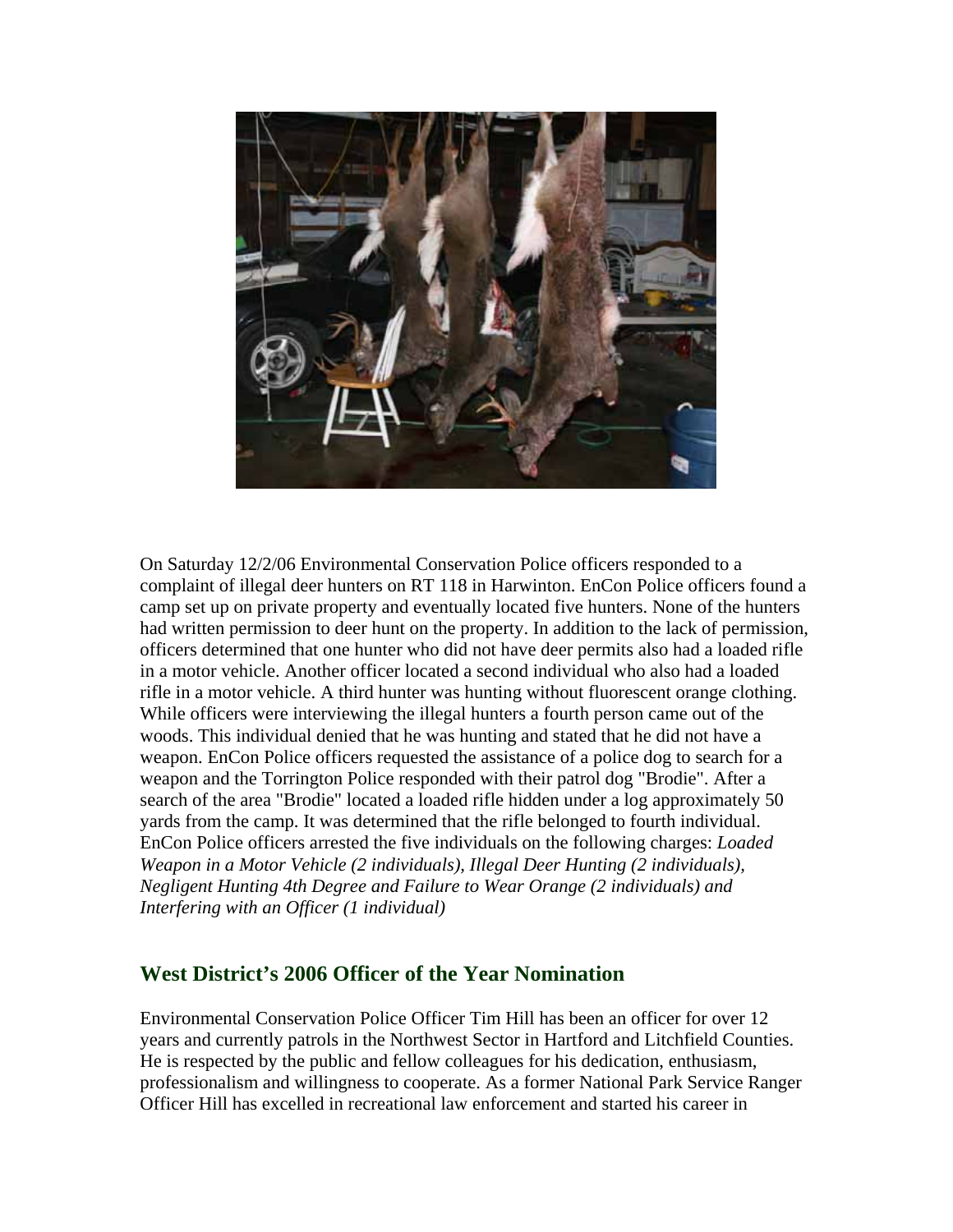On Saturday 12/2/06 Environmental Conservation Police officers responded to a complaint of illegal deer hunters on RT 118 in Harwinton. EnCon Police officers found a camp set up on private property and eventually located five hunters. None of the hunters had written permission to deer hunt on the property. In addition to the lack of permission, officers determined that one hunter who did not have deer permits also had a loaded rifle in a motor vehicle. Another officer located a second individual who also had a loaded rifle in a motor vehicle. A third hunter was hunting without fluorescent orange clothing. While officers were interviewing the illegal hunters a fourth person came out of the woods. This individual denied that he was hunting and stated that he did not have a weapon. EnCon Police officers requested the assistance of a police dog to search for a weapon and the Torrington Police responded with their patrol dog "Brodie". After a search of the area "Brodie" located a loaded rifle hidden under a log approximately 50 yards from the camp. It was determined that the rifle belonged to fourth individual. EnCon Police officers arrested the five individuals on the following charges: *Loaded Weapon in a Motor Vehicle (2 individuals), Illegal Deer Hunting (2 individuals), Negligent Hunting 4th Degree and Failure to Wear Orange (2 individuals) and Interfering with an Officer (1 individual)*

## West District's 2006 Officer of the Year Nomination

Environmental Conservation Police Officer Tim Hill has been an officer for over 12 years and currently patrols in the Northwest Sector in Hartford and Litchfield Counties. He is respected by the public and fellow colleagues for his dedication, enthusiasm, professionalism and willingness to cooperate. As a former National Park Service Ranger Officer Hill has excelled in recreational law enforcement and started his career in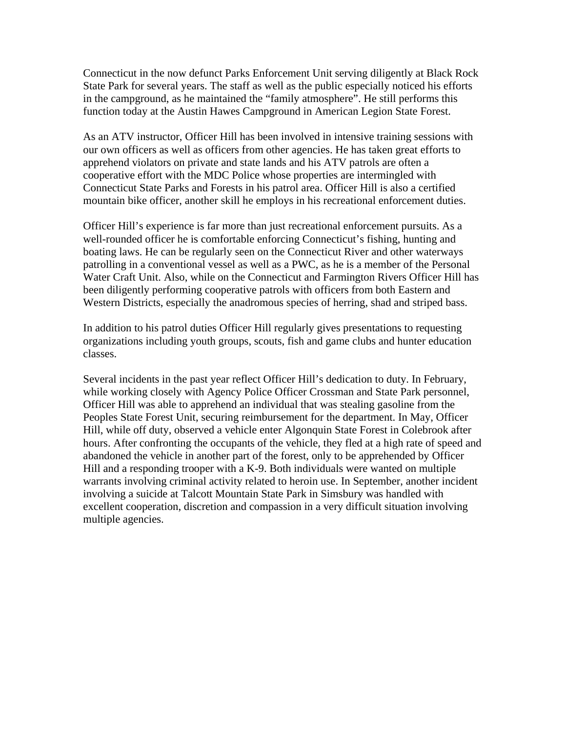Connecticut in the now defunct Parks Enforcement Unit serving diligently at Black Rock State Park for several years. The staff as well as the public especially noticed his efforts in the campground, as he maintained the "family atmosphere". He still performs this function today at the Austin Hawes Campground in American Legion State Forest.

As an ATV instructor, Officer Hill has been involved in intensive training sessions with our own officers as well as officers from other agencies. He has taken great efforts to apprehend violators on private and state lands and his ATV patrols are often a cooperative effort with the MDC Police whose properties are intermingled with Connecticut State Parks and Forests in his patrol area. Officer Hill is also a certified mountain bike officer, another skill he employs in his recreational enforcement duties.

Officer Hill's experience is far more than just recreational enforcement pursuits. As a well-rounded officer he is comfortable enforcing Connecticut's fishing, hunting and boating laws. He can be regularly seen on the Connecticut River and other waterways patrolling in a conventional vessel as well as a PWC, as he is a member of the Personal Water Craft Unit. Also, while on the Connecticut and Farmington Rivers Officer Hill has been diligently performing cooperative patrols with officers from both Eastern and Western Districts, especially the anadromous species of herring, shad and striped bass.

In addition to his patrol duties Officer Hill regularly gives presentations to requesting organizations including youth groups, scouts, fish and game clubs and hunter education classes.

Several incidents in the past year reflect Officer Hill's dedication to duty. In February, while working closely with Agency Police Officer Crossman and State Park personnel, Officer Hill was able to apprehend an individual that was stealing gasoline from the Peoples State Forest Unit, securing reimbursement for the department. In May, Officer Hill, while off duty, observed a vehicle enter Algonquin State Forest in Colebrook after hours. After confronting the occupants of the vehicle, they fled at a high rate of speed and abandoned the vehicle in another part of the forest, only to be apprehended by Officer Hill and a responding trooper with a K-9. Both individuals were wanted on multiple warrants involving criminal activity related to heroin use. In September, another incident involving a suicide at Talcott Mountain State Park in Simsbury was handled with excellent cooperation, discretion and compassion in a very difficult situation involving multiple agencies.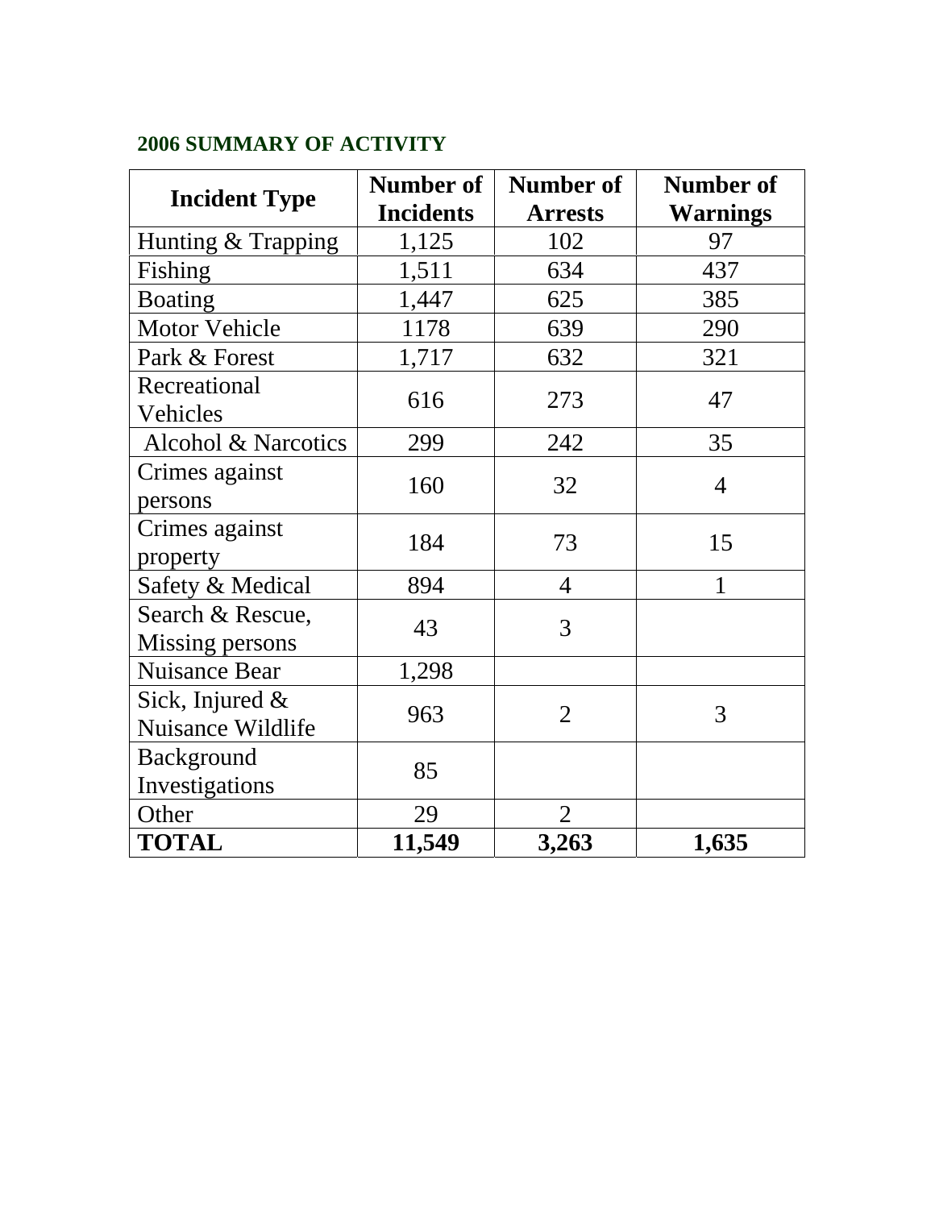### 2006 SUMMARY OF ACTIVITY

| Incident Type | Number of Incidents | Number of Arrests | Number of Warnings |
|---|---|---|---|
| Hunting & Trapping | 1,125 | 102 | 97 |
| Fishing | 1,511 | 634 | 437 |
| Boating | 1,447 | 625 | 385 |
| Motor Vehicle | 1178 | 639 | 290 |
| Park & Forest | 1,717 | 632 | 321 |
| Recreational Vehicles | 616 | 273 | 47 |
| Alcohol & Narcotics | 299 | 242 | 35 |
| Crimes against persons | 160 | 32 | 4 |
| Crimes against property | 184 | 73 | 15 |
| Safety & Medical | 894 | 4 | 1 |
| Search & Rescue, Missing persons | 43 | 3 | |
| Nuisance Bear | 1,298 | | |
| Sick, Injured & Nuisance Wildlife | 963 | 2 | 3 |
| Background Investigations | 85 | | |
| Other | 29 | 2 | |
| **TOTAL** | **11,549** | **3,263** | **1,635** |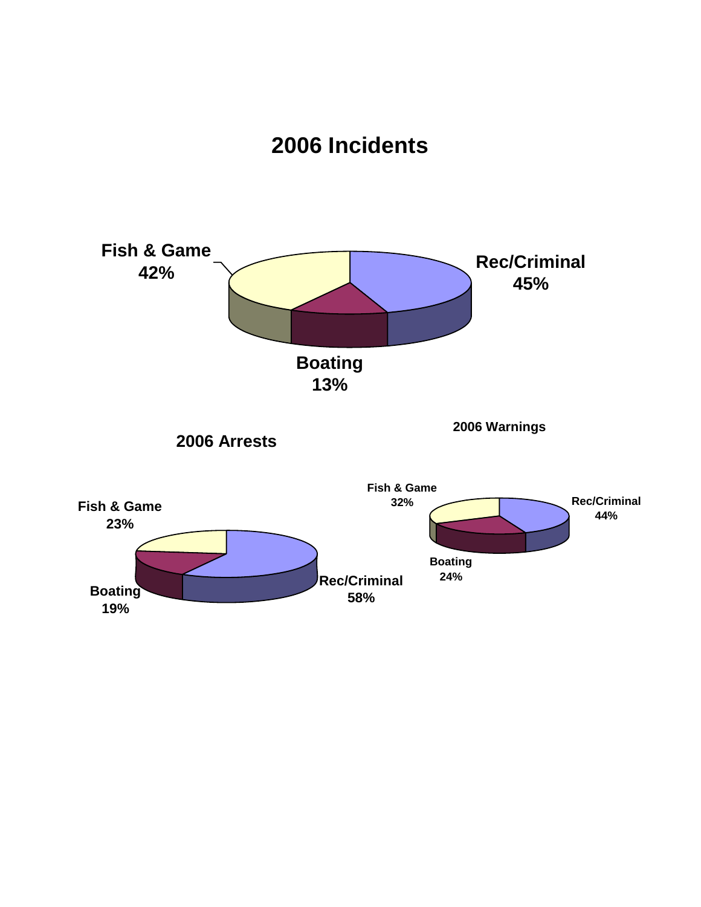## 2006 Incidents

Fish & Game
42%

Rec/Criminal
45%

Boating
13%

### 2006 Arrests

Fish & Game
23%

Boating
19%

Rec/Criminal
58%

### 2006 Warnings

Fish & Game
32%

Rec/Criminal
44%

Boating
24%